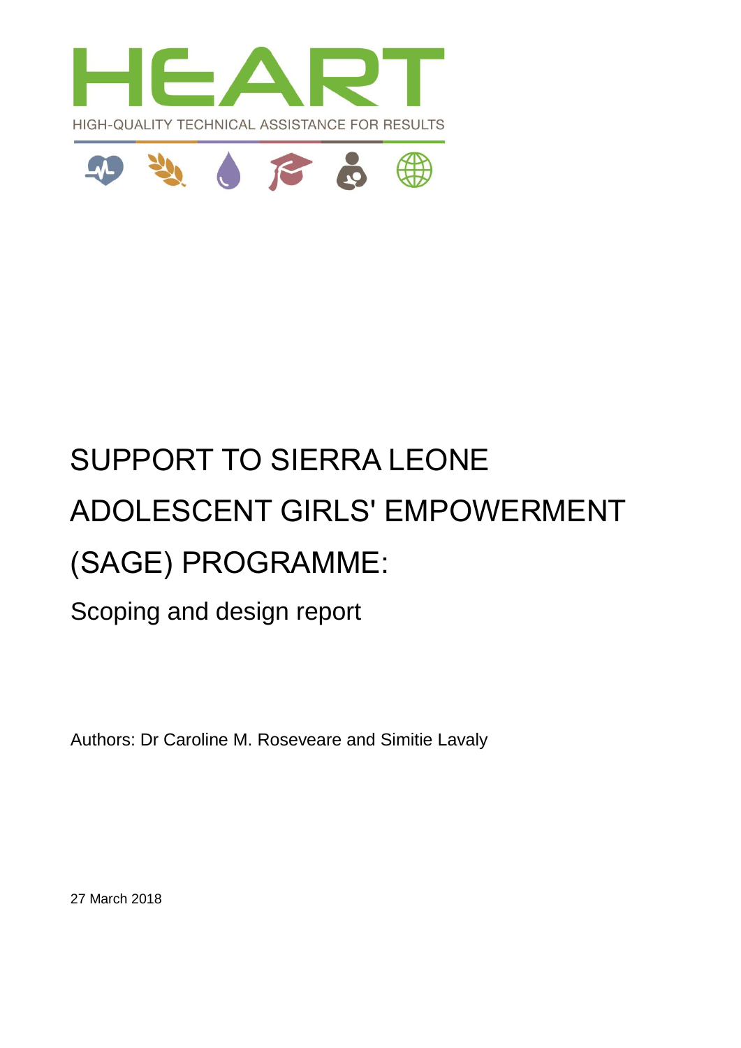HEART

HIGH-QUALITY TECHNICAL ASSISTANCE FOR RESULTS

# SUPPORT TO SIERRA LEONE ADOLESCENT GIRLS' EMPOWERMENT (SAGE) PROGRAMME:

## Scoping and design report

Authors: Dr Caroline M. Roseveare and Simitie Lavaly

27 March 2018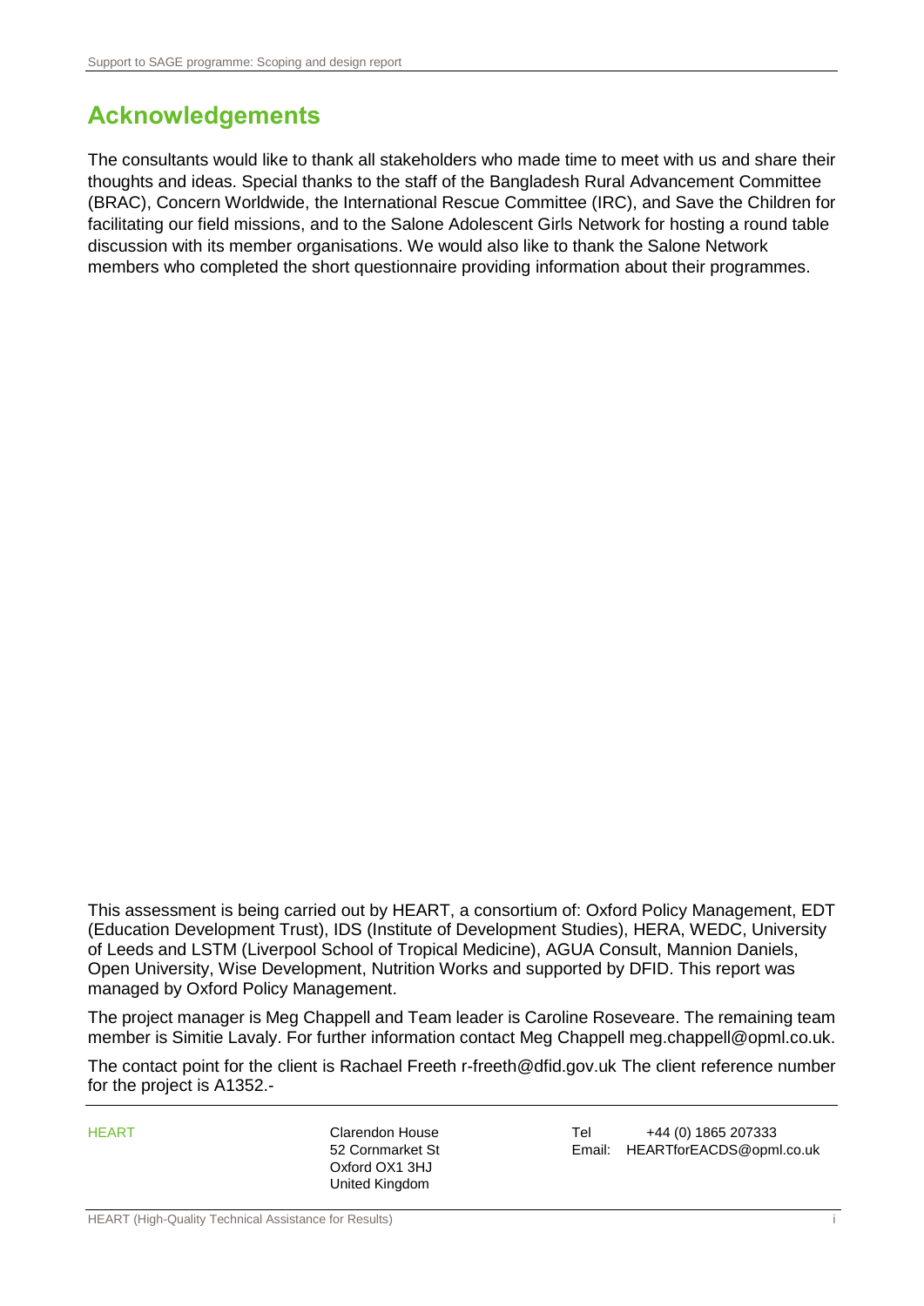# Acknowledgements

The consultants would like to thank all stakeholders who made time to meet with us and share their thoughts and ideas. Special thanks to the staff of the Bangladesh Rural Advancement Committee (BRAC), Concern Worldwide, the International Rescue Committee (IRC), and Save the Children for facilitating our field missions, and to the Salone Adolescent Girls Network for hosting a round table discussion with its member organisations. We would also like to thank the Salone Network members who completed the short questionnaire providing information about their programmes.

This assessment is being carried out by HEART, a consortium of: Oxford Policy Management, EDT (Education Development Trust), IDS (Institute of Development Studies), HERA, WEDC, University of Leeds and LSTM (Liverpool School of Tropical Medicine), AGUA Consult, Mannion Daniels, Open University, Wise Development, Nutrition Works and supported by DFID. This report was managed by Oxford Policy Management.

The project manager is Meg Chappell and Team leader is Caroline Roseveare. The remaining team member is Simitie Lavaly. For further information contact Meg Chappell meg.chappell@opml.co.uk.

The contact point for the client is Rachael Freeth r-freeth@dfid.gov.uk The client reference number for the project is A1352.-

| HEART | Clarendon House<br>52 Cornmarket St<br>Oxford OX1 3HJ<br>United Kingdom | Tel +44 (0) 1865 207333<br>Email: HEARTforEACDS@opml.co.uk |
|---|---|---|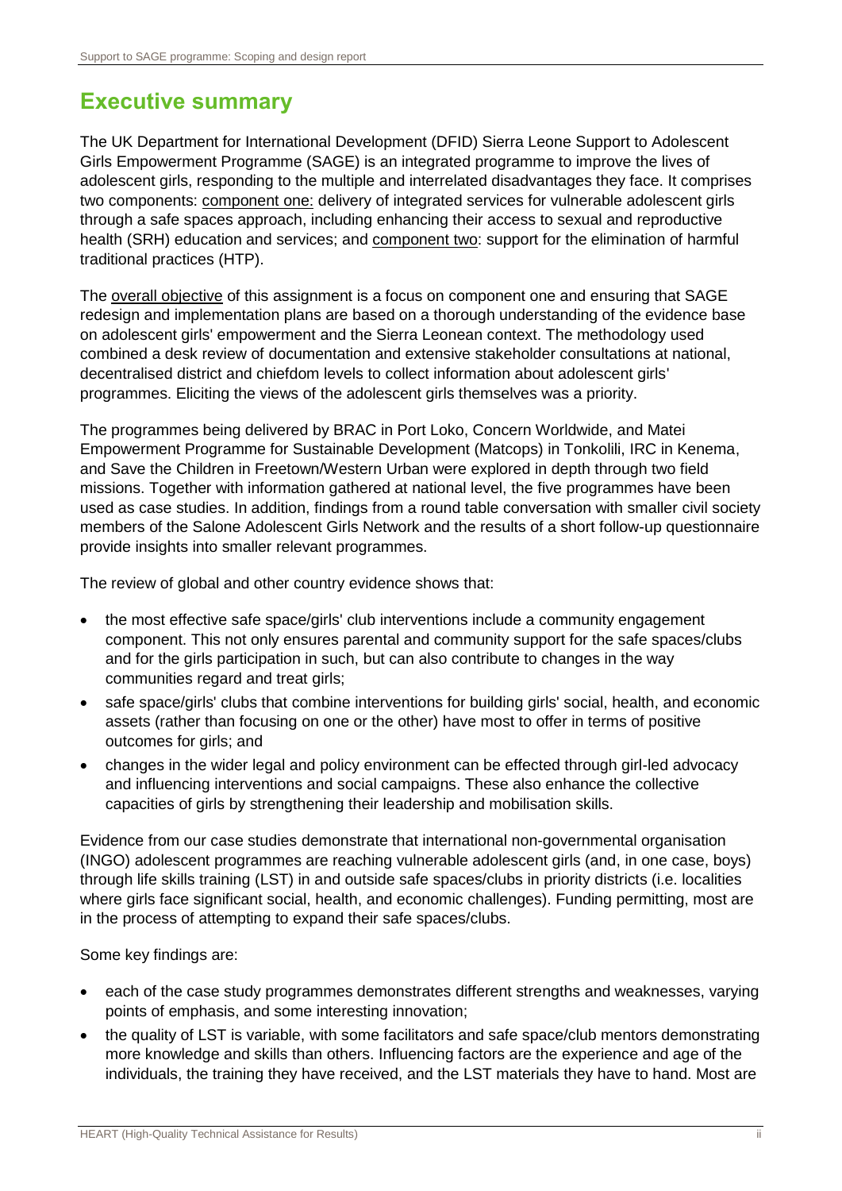## Executive summary

The UK Department for International Development (DFID) Sierra Leone Support to Adolescent Girls Empowerment Programme (SAGE) is an integrated programme to improve the lives of adolescent girls, responding to the multiple and interrelated disadvantages they face. It comprises two components: component one: delivery of integrated services for vulnerable adolescent girls through a safe spaces approach, including enhancing their access to sexual and reproductive health (SRH) education and services; and component two: support for the elimination of harmful traditional practices (HTP).

The overall objective of this assignment is a focus on component one and ensuring that SAGE redesign and implementation plans are based on a thorough understanding of the evidence base on adolescent girls' empowerment and the Sierra Leonean context. The methodology used combined a desk review of documentation and extensive stakeholder consultations at national, decentralised district and chiefdom levels to collect information about adolescent girls' programmes. Eliciting the views of the adolescent girls themselves was a priority.

The programmes being delivered by BRAC in Port Loko, Concern Worldwide, and Matei Empowerment Programme for Sustainable Development (Matcops) in Tonkolili, IRC in Kenema, and Save the Children in Freetown/Western Urban were explored in depth through two field missions. Together with information gathered at national level, the five programmes have been used as case studies. In addition, findings from a round table conversation with smaller civil society members of the Salone Adolescent Girls Network and the results of a short follow-up questionnaire provide insights into smaller relevant programmes.

The review of global and other country evidence shows that:

- the most effective safe space/girls' club interventions include a community engagement component. This not only ensures parental and community support for the safe spaces/clubs and for the girls participation in such, but can also contribute to changes in the way communities regard and treat girls;
- safe space/girls' clubs that combine interventions for building girls' social, health, and economic assets (rather than focusing on one or the other) have most to offer in terms of positive outcomes for girls; and
- changes in the wider legal and policy environment can be effected through girl-led advocacy and influencing interventions and social campaigns. These also enhance the collective capacities of girls by strengthening their leadership and mobilisation skills.

Evidence from our case studies demonstrate that international non-governmental organisation (INGO) adolescent programmes are reaching vulnerable adolescent girls (and, in one case, boys) through life skills training (LST) in and outside safe spaces/clubs in priority districts (i.e. localities where girls face significant social, health, and economic challenges). Funding permitting, most are in the process of attempting to expand their safe spaces/clubs.

Some key findings are:

- each of the case study programmes demonstrates different strengths and weaknesses, varying points of emphasis, and some interesting innovation;
- the quality of LST is variable, with some facilitators and safe space/club mentors demonstrating more knowledge and skills than others. Influencing factors are the experience and age of the individuals, the training they have received, and the LST materials they have to hand. Most are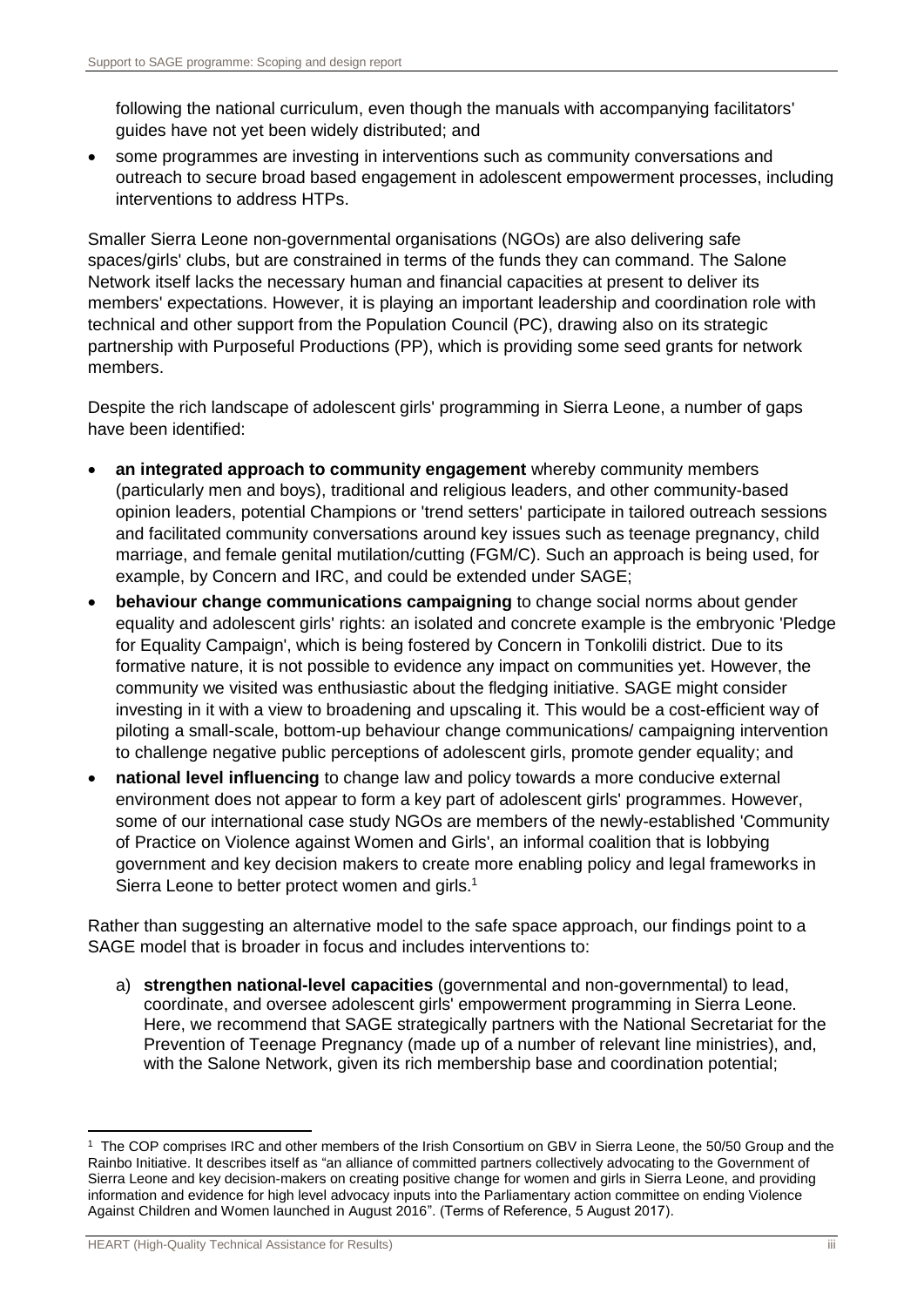following the national curriculum, even though the manuals with accompanying facilitators' guides have not yet been widely distributed; and

- some programmes are investing in interventions such as community conversations and outreach to secure broad based engagement in adolescent empowerment processes, including interventions to address HTPs.

Smaller Sierra Leone non-governmental organisations (NGOs) are also delivering safe spaces/girls' clubs, but are constrained in terms of the funds they can command. The Salone Network itself lacks the necessary human and financial capacities at present to deliver its members' expectations. However, it is playing an important leadership and coordination role with technical and other support from the Population Council (PC), drawing also on its strategic partnership with Purposeful Productions (PP), which is providing some seed grants for network members.

Despite the rich landscape of adolescent girls' programming in Sierra Leone, a number of gaps have been identified:

- **an integrated approach to community engagement** whereby community members (particularly men and boys), traditional and religious leaders, and other community-based opinion leaders, potential Champions or 'trend setters' participate in tailored outreach sessions and facilitated community conversations around key issues such as teenage pregnancy, child marriage, and female genital mutilation/cutting (FGM/C). Such an approach is being used, for example, by Concern and IRC, and could be extended under SAGE;
- **behaviour change communications campaigning** to change social norms about gender equality and adolescent girls' rights: an isolated and concrete example is the embryonic 'Pledge for Equality Campaign', which is being fostered by Concern in Tonkolili district. Due to its formative nature, it is not possible to evidence any impact on communities yet. However, the community we visited was enthusiastic about the fledging initiative. SAGE might consider investing in it with a view to broadening and upscaling it. This would be a cost-efficient way of piloting a small-scale, bottom-up behaviour change communications/ campaigning intervention to challenge negative public perceptions of adolescent girls, promote gender equality; and
- **national level influencing** to change law and policy towards a more conducive external environment does not appear to form a key part of adolescent girls' programmes. However, some of our international case study NGOs are members of the newly-established 'Community of Practice on Violence against Women and Girls', an informal coalition that is lobbying government and key decision makers to create more enabling policy and legal frameworks in Sierra Leone to better protect women and girls.[1]

Rather than suggesting an alternative model to the safe space approach, our findings point to a SAGE model that is broader in focus and includes interventions to:

a) **strengthen national-level capacities** (governmental and non-governmental) to lead, coordinate, and oversee adolescent girls' empowerment programming in Sierra Leone. Here, we recommend that SAGE strategically partners with the National Secretariat for the Prevention of Teenage Pregnancy (made up of a number of relevant line ministries), and, with the Salone Network, given its rich membership base and coordination potential;

[1] The COP comprises IRC and other members of the Irish Consortium on GBV in Sierra Leone, the 50/50 Group and the Rainbo Initiative. It describes itself as "an alliance of committed partners collectively advocating to the Government of Sierra Leone and key decision-makers on creating positive change for women and girls in Sierra Leone, and providing information and evidence for high level advocacy inputs into the Parliamentary action committee on ending Violence Against Children and Women launched in August 2016". (Terms of Reference, 5 August 2017).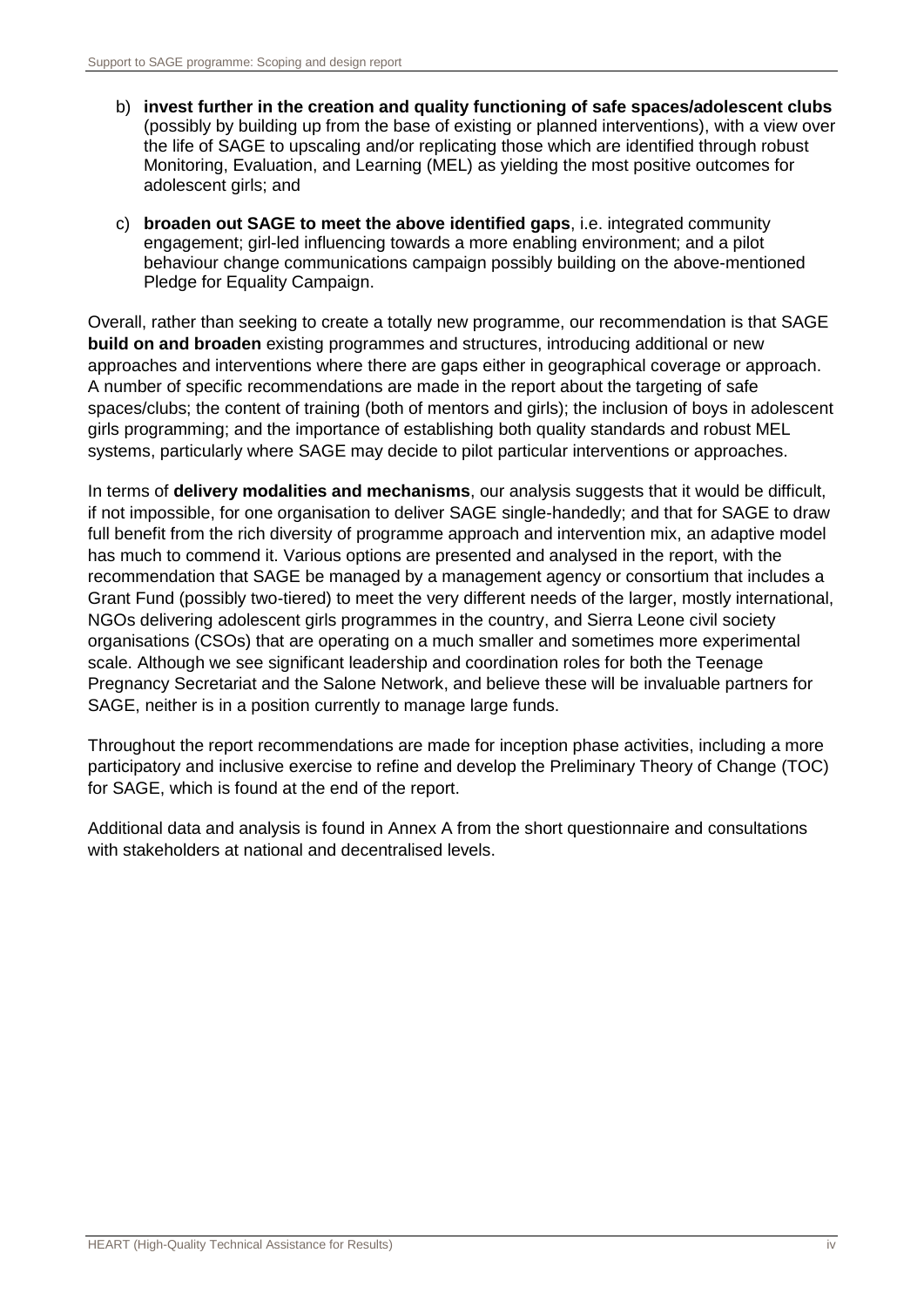b) **invest further in the creation and quality functioning of safe spaces/adolescent clubs** (possibly by building up from the base of existing or planned interventions), with a view over the life of SAGE to upscaling and/or replicating those which are identified through robust Monitoring, Evaluation, and Learning (MEL) as yielding the most positive outcomes for adolescent girls; and

c) **broaden out SAGE to meet the above identified gaps**, i.e. integrated community engagement; girl-led influencing towards a more enabling environment; and a pilot behaviour change communications campaign possibly building on the above-mentioned Pledge for Equality Campaign.

Overall, rather than seeking to create a totally new programme, our recommendation is that SAGE **build on and broaden** existing programmes and structures, introducing additional or new approaches and interventions where there are gaps either in geographical coverage or approach. A number of specific recommendations are made in the report about the targeting of safe spaces/clubs; the content of training (both of mentors and girls); the inclusion of boys in adolescent girls programming; and the importance of establishing both quality standards and robust MEL systems, particularly where SAGE may decide to pilot particular interventions or approaches.

In terms of **delivery modalities and mechanisms**, our analysis suggests that it would be difficult, if not impossible, for one organisation to deliver SAGE single-handedly; and that for SAGE to draw full benefit from the rich diversity of programme approach and intervention mix, an adaptive model has much to commend it. Various options are presented and analysed in the report, with the recommendation that SAGE be managed by a management agency or consortium that includes a Grant Fund (possibly two-tiered) to meet the very different needs of the larger, mostly international, NGOs delivering adolescent girls programmes in the country, and Sierra Leone civil society organisations (CSOs) that are operating on a much smaller and sometimes more experimental scale. Although we see significant leadership and coordination roles for both the Teenage Pregnancy Secretariat and the Salone Network, and believe these will be invaluable partners for SAGE, neither is in a position currently to manage large funds.

Throughout the report recommendations are made for inception phase activities, including a more participatory and inclusive exercise to refine and develop the Preliminary Theory of Change (TOC) for SAGE, which is found at the end of the report.

Additional data and analysis is found in Annex A from the short questionnaire and consultations with stakeholders at national and decentralised levels.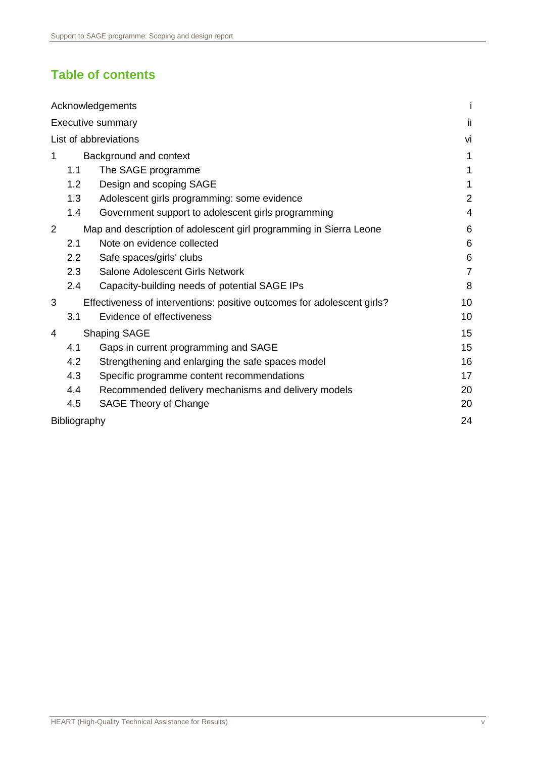## Table of contents

| | |
|---|---|
| Acknowledgements | i |
| Executive summary | ii |
| List of abbreviations | vi |
| 1 Background and context | 1 |
| 1.1 The SAGE programme | 1 |
| 1.2 Design and scoping SAGE | 1 |
| 1.3 Adolescent girls programming: some evidence | 2 |
| 1.4 Government support to adolescent girls programming | 4 |
| 2 Map and description of adolescent girl programming in Sierra Leone | 6 |
| 2.1 Note on evidence collected | 6 |
| 2.2 Safe spaces/girls' clubs | 6 |
| 2.3 Salone Adolescent Girls Network | 7 |
| 2.4 Capacity-building needs of potential SAGE IPs | 8 |
| 3 Effectiveness of interventions: positive outcomes for adolescent girls? | 10 |
| 3.1 Evidence of effectiveness | 10 |
| 4 Shaping SAGE | 15 |
| 4.1 Gaps in current programming and SAGE | 15 |
| 4.2 Strengthening and enlarging the safe spaces model | 16 |
| 4.3 Specific programme content recommendations | 17 |
| 4.4 Recommended delivery mechanisms and delivery models | 20 |
| 4.5 SAGE Theory of Change | 20 |
| Bibliography | 24 |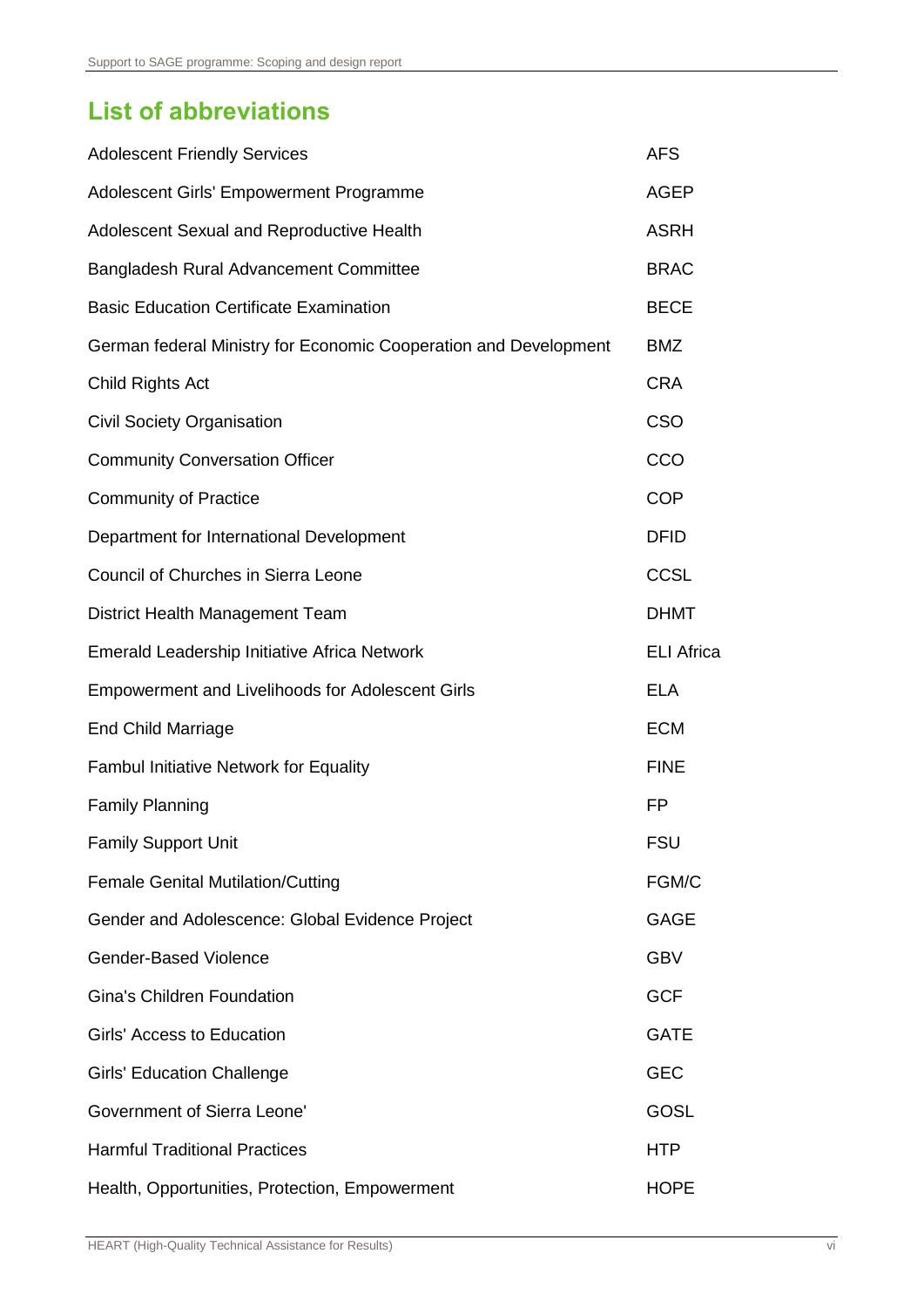## List of abbreviations

| | |
|---|---|
| Adolescent Friendly Services | AFS |
| Adolescent Girls' Empowerment Programme | AGEP |
| Adolescent Sexual and Reproductive Health | ASRH |
| Bangladesh Rural Advancement Committee | BRAC |
| Basic Education Certificate Examination | BECE |
| German federal Ministry for Economic Cooperation and Development | BMZ |
| Child Rights Act | CRA |
| Civil Society Organisation | CSO |
| Community Conversation Officer | CCO |
| Community of Practice | COP |
| Department for International Development | DFID |
| Council of Churches in Sierra Leone | CCSL |
| District Health Management Team | DHMT |
| Emerald Leadership Initiative Africa Network | ELI Africa |
| Empowerment and Livelihoods for Adolescent Girls | ELA |
| End Child Marriage | ECM |
| Fambul Initiative Network for Equality | FINE |
| Family Planning | FP |
| Family Support Unit | FSU |
| Female Genital Mutilation/Cutting | FGM/C |
| Gender and Adolescence: Global Evidence Project | GAGE |
| Gender-Based Violence | GBV |
| Gina's Children Foundation | GCF |
| Girls' Access to Education | GATE |
| Girls' Education Challenge | GEC |
| Government of Sierra Leone' | GOSL |
| Harmful Traditional Practices | HTP |
| Health, Opportunities, Protection, Empowerment | HOPE |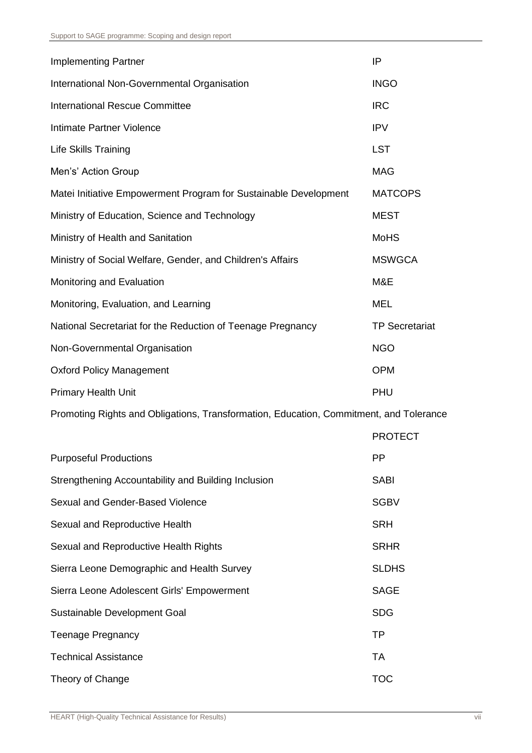| | |
|---|---|
| Implementing Partner | IP |
| International Non-Governmental Organisation | INGO |
| International Rescue Committee | IRC |
| Intimate Partner Violence | IPV |
| Life Skills Training | LST |
| Men's Action Group | MAG |
| Matei Initiative Empowerment Program for Sustainable Development | MATCOPS |
| Ministry of Education, Science and Technology | MEST |
| Ministry of Health and Sanitation | MoHS |
| Ministry of Social Welfare, Gender, and Children's Affairs | MSWGCA |
| Monitoring and Evaluation | M&E |
| Monitoring, Evaluation, and Learning | MEL |
| National Secretariat for the Reduction of Teenage Pregnancy | TP Secretariat |
| Non-Governmental Organisation | NGO |
| Oxford Policy Management | OPM |
| Primary Health Unit | PHU |
| Promoting Rights and Obligations, Transformation, Education, Commitment, and Tolerance | PROTECT |
| Purposeful Productions | PP |
| Strengthening Accountability and Building Inclusion | SABI |
| Sexual and Gender-Based Violence | SGBV |
| Sexual and Reproductive Health | SRH |
| Sexual and Reproductive Health Rights | SRHR |
| Sierra Leone Demographic and Health Survey | SLDHS |
| Sierra Leone Adolescent Girls' Empowerment | SAGE |
| Sustainable Development Goal | SDG |
| Teenage Pregnancy | TP |
| Technical Assistance | TA |
| Theory of Change | TOC |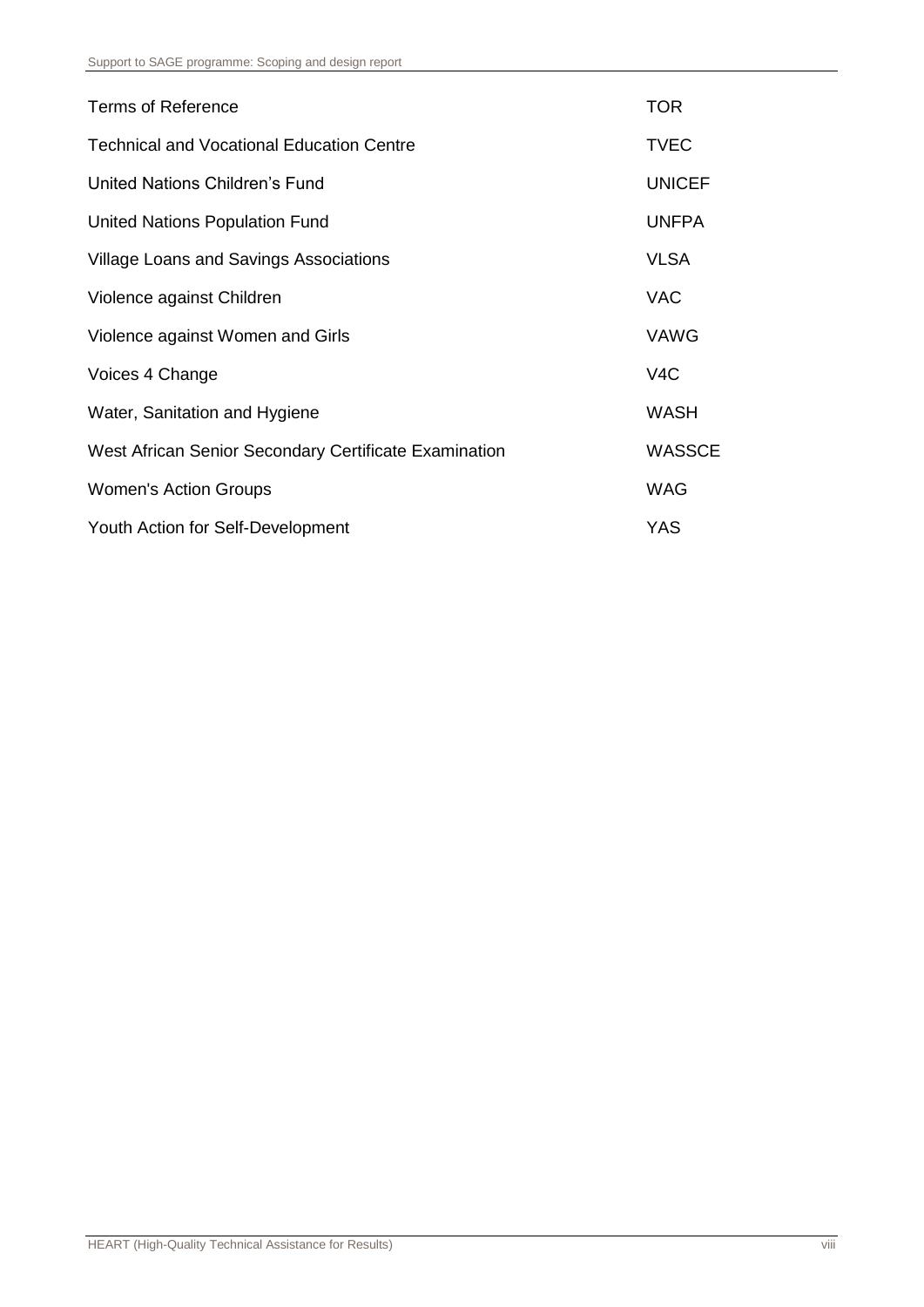| | |
|---|---|
| Terms of Reference | TOR |
| Technical and Vocational Education Centre | TVEC |
| United Nations Children's Fund | UNICEF |
| United Nations Population Fund | UNFPA |
| Village Loans and Savings Associations | VLSA |
| Violence against Children | VAC |
| Violence against Women and Girls | VAWG |
| Voices 4 Change | V4C |
| Water, Sanitation and Hygiene | WASH |
| West African Senior Secondary Certificate Examination | WASSCE |
| Women's Action Groups | WAG |
| Youth Action for Self-Development | YAS |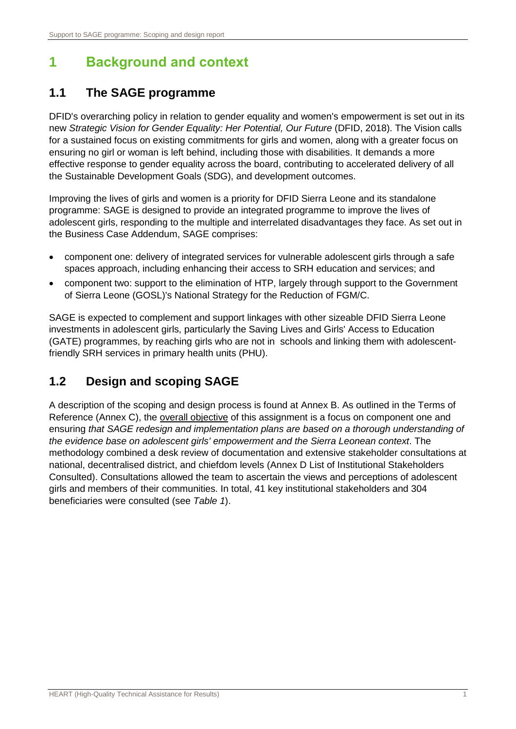# 1 Background and context

## 1.1 The SAGE programme

DFID's overarching policy in relation to gender equality and women's empowerment is set out in its new *Strategic Vision for Gender Equality: Her Potential, Our Future* (DFID, 2018). The Vision calls for a sustained focus on existing commitments for girls and women, along with a greater focus on ensuring no girl or woman is left behind, including those with disabilities. It demands a more effective response to gender equality across the board, contributing to accelerated delivery of all the Sustainable Development Goals (SDG), and development outcomes.

Improving the lives of girls and women is a priority for DFID Sierra Leone and its standalone programme: SAGE is designed to provide an integrated programme to improve the lives of adolescent girls, responding to the multiple and interrelated disadvantages they face. As set out in the Business Case Addendum, SAGE comprises:

- component one: delivery of integrated services for vulnerable adolescent girls through a safe spaces approach, including enhancing their access to SRH education and services; and
- component two: support to the elimination of HTP, largely through support to the Government of Sierra Leone (GOSL)'s National Strategy for the Reduction of FGM/C.

SAGE is expected to complement and support linkages with other sizeable DFID Sierra Leone investments in adolescent girls, particularly the Saving Lives and Girls' Access to Education (GATE) programmes, by reaching girls who are not in schools and linking them with adolescent-friendly SRH services in primary health units (PHU).

## 1.2 Design and scoping SAGE

A description of the scoping and design process is found at Annex B. As outlined in the Terms of Reference (Annex C), the overall objective of this assignment is a focus on component one and ensuring *that SAGE redesign and implementation plans are based on a thorough understanding of the evidence base on adolescent girls' empowerment and the Sierra Leonean context*. The methodology combined a desk review of documentation and extensive stakeholder consultations at national, decentralised district, and chiefdom levels (Annex D List of Institutional Stakeholders Consulted). Consultations allowed the team to ascertain the views and perceptions of adolescent girls and members of their communities. In total, 41 key institutional stakeholders and 304 beneficiaries were consulted (see *Table 1*).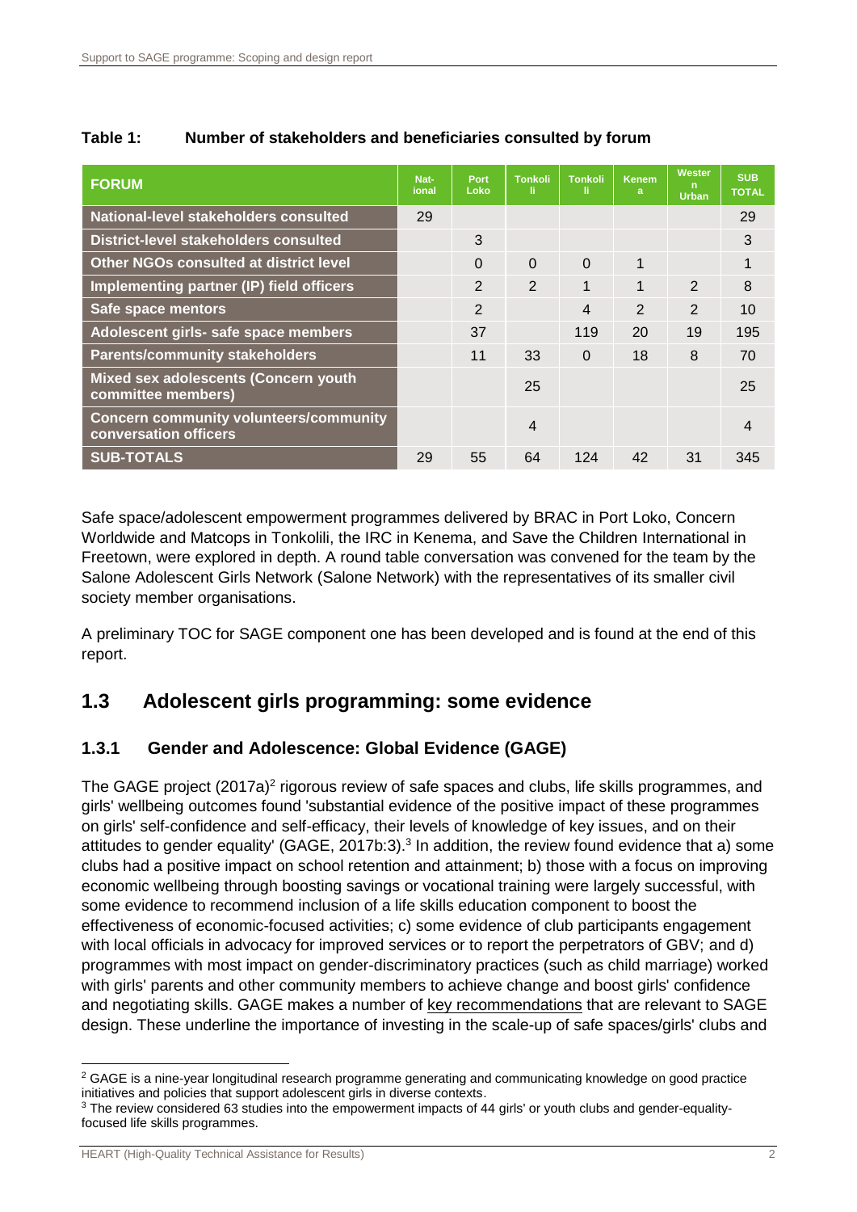**Table 1: Number of stakeholders and beneficiaries consulted by forum**

| FORUM | Nat-ional | Port Loko | Tonkoli li | Tonkoli li | Kenem a | Wester n Urban | SUB TOTAL |
|---|---|---|---|---|---|---|---|
| National-level stakeholders consulted | 29 | | | | | | 29 |
| District-level stakeholders consulted | | 3 | | | | | 3 |
| Other NGOs consulted at district level | | 0 | 0 | 0 | 1 | | 1 |
| Implementing partner (IP) field officers | | 2 | 2 | 1 | 1 | 2 | 8 |
| Safe space mentors | | 2 | | 4 | 2 | 2 | 10 |
| Adolescent girls- safe space members | | 37 | | 119 | 20 | 19 | 195 |
| Parents/community stakeholders | | 11 | 33 | 0 | 18 | 8 | 70 |
| Mixed sex adolescents (Concern youth committee members) | | | 25 | | | | 25 |
| Concern community volunteers/community conversation officers | | | 4 | | | | 4 |
| SUB-TOTALS | 29 | 55 | 64 | 124 | 42 | 31 | 345 |

Safe space/adolescent empowerment programmes delivered by BRAC in Port Loko, Concern Worldwide and Matcops in Tonkolili, the IRC in Kenema, and Save the Children International in Freetown, were explored in depth. A round table conversation was convened for the team by the Salone Adolescent Girls Network (Salone Network) with the representatives of its smaller civil society member organisations.

A preliminary TOC for SAGE component one has been developed and is found at the end of this report.

## 1.3 Adolescent girls programming: some evidence

### 1.3.1 Gender and Adolescence: Global Evidence (GAGE)

The GAGE project (2017a)[2] rigorous review of safe spaces and clubs, life skills programmes, and girls' wellbeing outcomes found 'substantial evidence of the positive impact of these programmes on girls' self-confidence and self-efficacy, their levels of knowledge of key issues, and on their attitudes to gender equality' (GAGE, 2017b:3).[3] In addition, the review found evidence that a) some clubs had a positive impact on school retention and attainment; b) those with a focus on improving economic wellbeing through boosting savings or vocational training were largely successful, with some evidence to recommend inclusion of a life skills education component to boost the effectiveness of economic-focused activities; c) some evidence of club participants engagement with local officials in advocacy for improved services or to report the perpetrators of GBV; and d) programmes with most impact on gender-discriminatory practices (such as child marriage) worked with girls' parents and other community members to achieve change and boost girls' confidence and negotiating skills. GAGE makes a number of key recommendations that are relevant to SAGE design. These underline the importance of investing in the scale-up of safe spaces/girls' clubs and

[2] GAGE is a nine-year longitudinal research programme generating and communicating knowledge on good practice initiatives and policies that support adolescent girls in diverse contexts.

[3] The review considered 63 studies into the empowerment impacts of 44 girls' or youth clubs and gender-equality-focused life skills programmes.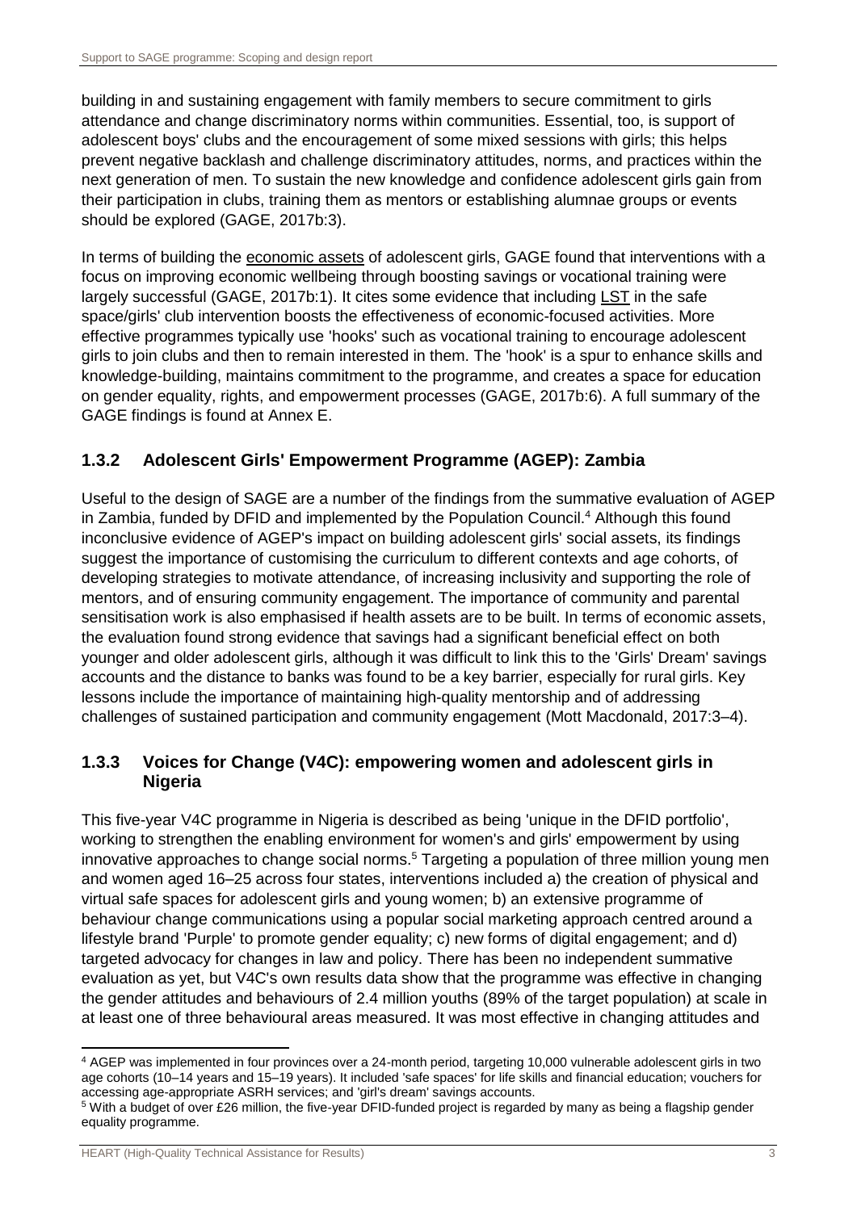building in and sustaining engagement with family members to secure commitment to girls attendance and change discriminatory norms within communities. Essential, too, is support of adolescent boys' clubs and the encouragement of some mixed sessions with girls; this helps prevent negative backlash and challenge discriminatory attitudes, norms, and practices within the next generation of men. To sustain the new knowledge and confidence adolescent girls gain from their participation in clubs, training them as mentors or establishing alumnae groups or events should be explored (GAGE, 2017b:3).

In terms of building the economic assets of adolescent girls, GAGE found that interventions with a focus on improving economic wellbeing through boosting savings or vocational training were largely successful (GAGE, 2017b:1). It cites some evidence that including LST in the safe space/girls' club intervention boosts the effectiveness of economic-focused activities. More effective programmes typically use 'hooks' such as vocational training to encourage adolescent girls to join clubs and then to remain interested in them. The 'hook' is a spur to enhance skills and knowledge-building, maintains commitment to the programme, and creates a space for education on gender equality, rights, and empowerment processes (GAGE, 2017b:6). A full summary of the GAGE findings is found at Annex E.

### 1.3.2 Adolescent Girls' Empowerment Programme (AGEP): Zambia

Useful to the design of SAGE are a number of the findings from the summative evaluation of AGEP in Zambia, funded by DFID and implemented by the Population Council.[4] Although this found inconclusive evidence of AGEP's impact on building adolescent girls' social assets, its findings suggest the importance of customising the curriculum to different contexts and age cohorts, of developing strategies to motivate attendance, of increasing inclusivity and supporting the role of mentors, and of ensuring community engagement. The importance of community and parental sensitisation work is also emphasised if health assets are to be built. In terms of economic assets, the evaluation found strong evidence that savings had a significant beneficial effect on both younger and older adolescent girls, although it was difficult to link this to the 'Girls' Dream' savings accounts and the distance to banks was found to be a key barrier, especially for rural girls. Key lessons include the importance of maintaining high-quality mentorship and of addressing challenges of sustained participation and community engagement (Mott Macdonald, 2017:3–4).

### 1.3.3 Voices for Change (V4C): empowering women and adolescent girls in Nigeria

This five-year V4C programme in Nigeria is described as being 'unique in the DFID portfolio', working to strengthen the enabling environment for women's and girls' empowerment by using innovative approaches to change social norms.[5] Targeting a population of three million young men and women aged 16–25 across four states, interventions included a) the creation of physical and virtual safe spaces for adolescent girls and young women; b) an extensive programme of behaviour change communications using a popular social marketing approach centred around a lifestyle brand 'Purple' to promote gender equality; c) new forms of digital engagement; and d) targeted advocacy for changes in law and policy. There has been no independent summative evaluation as yet, but V4C's own results data show that the programme was effective in changing the gender attitudes and behaviours of 2.4 million youths (89% of the target population) at scale in at least one of three behavioural areas measured. It was most effective in changing attitudes and

---

[4] AGEP was implemented in four provinces over a 24-month period, targeting 10,000 vulnerable adolescent girls in two age cohorts (10–14 years and 15–19 years). It included 'safe spaces' for life skills and financial education; vouchers for accessing age-appropriate ASRH services; and 'girl's dream' savings accounts.

[5] With a budget of over £26 million, the five-year DFID-funded project is regarded by many as being a flagship gender equality programme.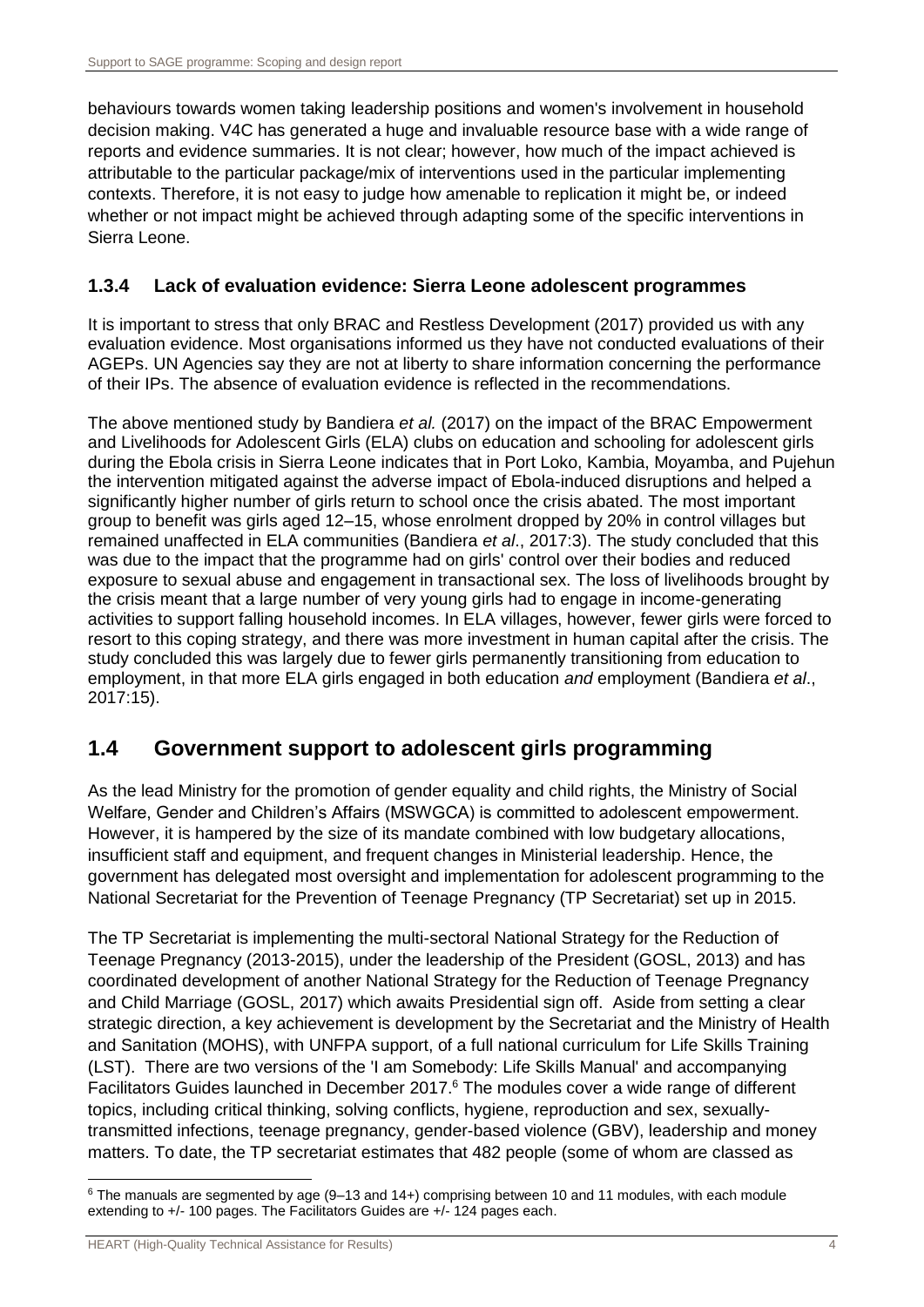behaviours towards women taking leadership positions and women's involvement in household decision making. V4C has generated a huge and invaluable resource base with a wide range of reports and evidence summaries. It is not clear; however, how much of the impact achieved is attributable to the particular package/mix of interventions used in the particular implementing contexts. Therefore, it is not easy to judge how amenable to replication it might be, or indeed whether or not impact might be achieved through adapting some of the specific interventions in Sierra Leone.

### 1.3.4 Lack of evaluation evidence: Sierra Leone adolescent programmes

It is important to stress that only BRAC and Restless Development (2017) provided us with any evaluation evidence. Most organisations informed us they have not conducted evaluations of their AGEPs. UN Agencies say they are not at liberty to share information concerning the performance of their IPs. The absence of evaluation evidence is reflected in the recommendations.

The above mentioned study by Bandiera *et al.* (2017) on the impact of the BRAC Empowerment and Livelihoods for Adolescent Girls (ELA) clubs on education and schooling for adolescent girls during the Ebola crisis in Sierra Leone indicates that in Port Loko, Kambia, Moyamba, and Pujehun the intervention mitigated against the adverse impact of Ebola-induced disruptions and helped a significantly higher number of girls return to school once the crisis abated. The most important group to benefit was girls aged 12–15, whose enrolment dropped by 20% in control villages but remained unaffected in ELA communities (Bandiera *et al*., 2017:3). The study concluded that this was due to the impact that the programme had on girls' control over their bodies and reduced exposure to sexual abuse and engagement in transactional sex. The loss of livelihoods brought by the crisis meant that a large number of very young girls had to engage in income-generating activities to support falling household incomes. In ELA villages, however, fewer girls were forced to resort to this coping strategy, and there was more investment in human capital after the crisis. The study concluded this was largely due to fewer girls permanently transitioning from education to employment, in that more ELA girls engaged in both education *and* employment (Bandiera *et al*., 2017:15).

## 1.4 Government support to adolescent girls programming

As the lead Ministry for the promotion of gender equality and child rights, the Ministry of Social Welfare, Gender and Children's Affairs (MSWGCA) is committed to adolescent empowerment. However, it is hampered by the size of its mandate combined with low budgetary allocations, insufficient staff and equipment, and frequent changes in Ministerial leadership. Hence, the government has delegated most oversight and implementation for adolescent programming to the National Secretariat for the Prevention of Teenage Pregnancy (TP Secretariat) set up in 2015.

The TP Secretariat is implementing the multi-sectoral National Strategy for the Reduction of Teenage Pregnancy (2013-2015), under the leadership of the President (GOSL, 2013) and has coordinated development of another National Strategy for the Reduction of Teenage Pregnancy and Child Marriage (GOSL, 2017) which awaits Presidential sign off. Aside from setting a clear strategic direction, a key achievement is development by the Secretariat and the Ministry of Health and Sanitation (MOHS), with UNFPA support, of a full national curriculum for Life Skills Training (LST). There are two versions of the 'I am Somebody: Life Skills Manual' and accompanying Facilitators Guides launched in December 2017.[6] The modules cover a wide range of different topics, including critical thinking, solving conflicts, hygiene, reproduction and sex, sexually-transmitted infections, teenage pregnancy, gender-based violence (GBV), leadership and money matters. To date, the TP secretariat estimates that 482 people (some of whom are classed as

[6] The manuals are segmented by age (9–13 and 14+) comprising between 10 and 11 modules, with each module extending to +/- 100 pages. The Facilitators Guides are +/- 124 pages each.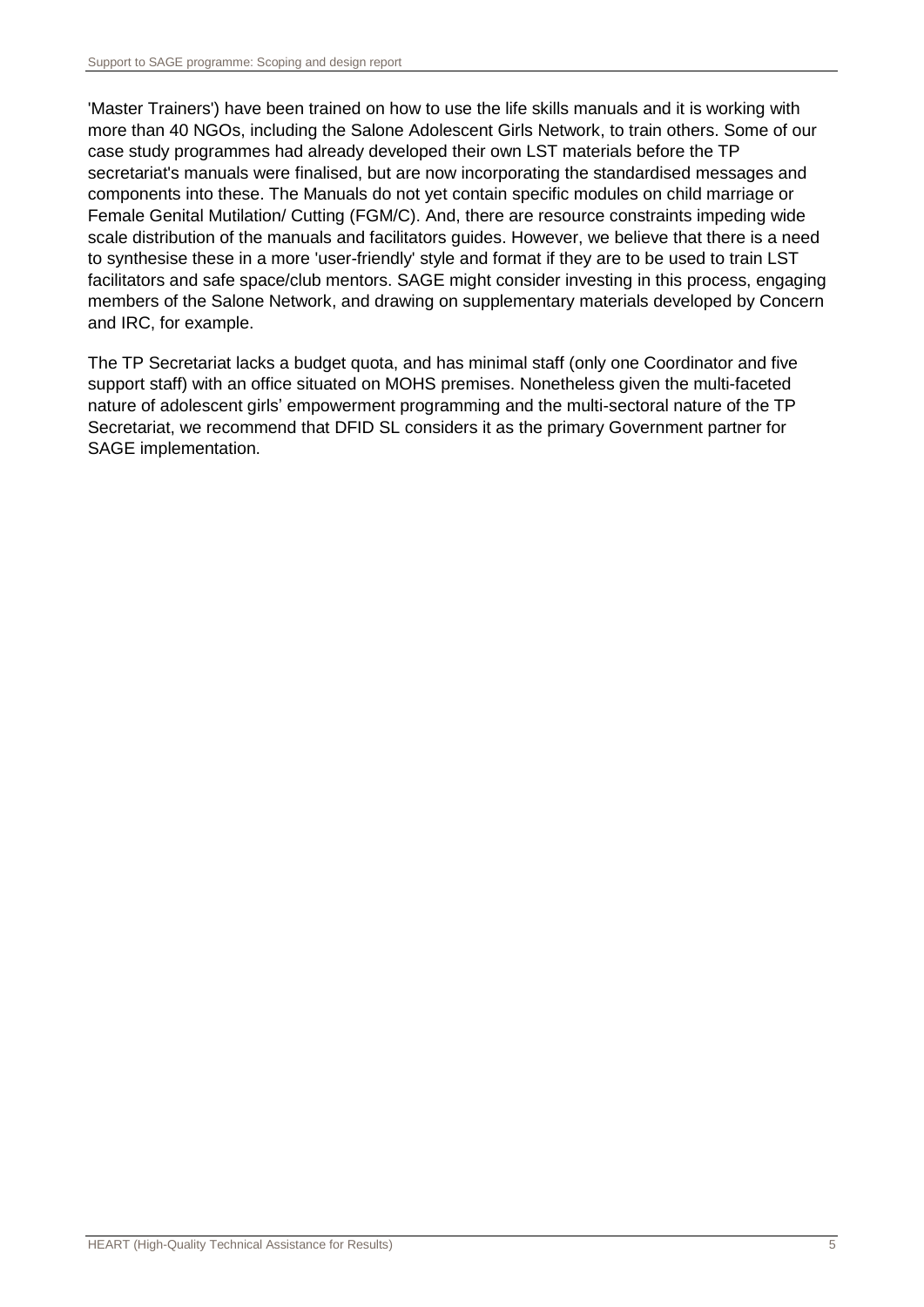'Master Trainers') have been trained on how to use the life skills manuals and it is working with more than 40 NGOs, including the Salone Adolescent Girls Network, to train others. Some of our case study programmes had already developed their own LST materials before the TP secretariat's manuals were finalised, but are now incorporating the standardised messages and components into these. The Manuals do not yet contain specific modules on child marriage or Female Genital Mutilation/ Cutting (FGM/C). And, there are resource constraints impeding wide scale distribution of the manuals and facilitators guides. However, we believe that there is a need to synthesise these in a more 'user-friendly' style and format if they are to be used to train LST facilitators and safe space/club mentors. SAGE might consider investing in this process, engaging members of the Salone Network, and drawing on supplementary materials developed by Concern and IRC, for example.

The TP Secretariat lacks a budget quota, and has minimal staff (only one Coordinator and five support staff) with an office situated on MOHS premises. Nonetheless given the multi-faceted nature of adolescent girls' empowerment programming and the multi-sectoral nature of the TP Secretariat, we recommend that DFID SL considers it as the primary Government partner for SAGE implementation.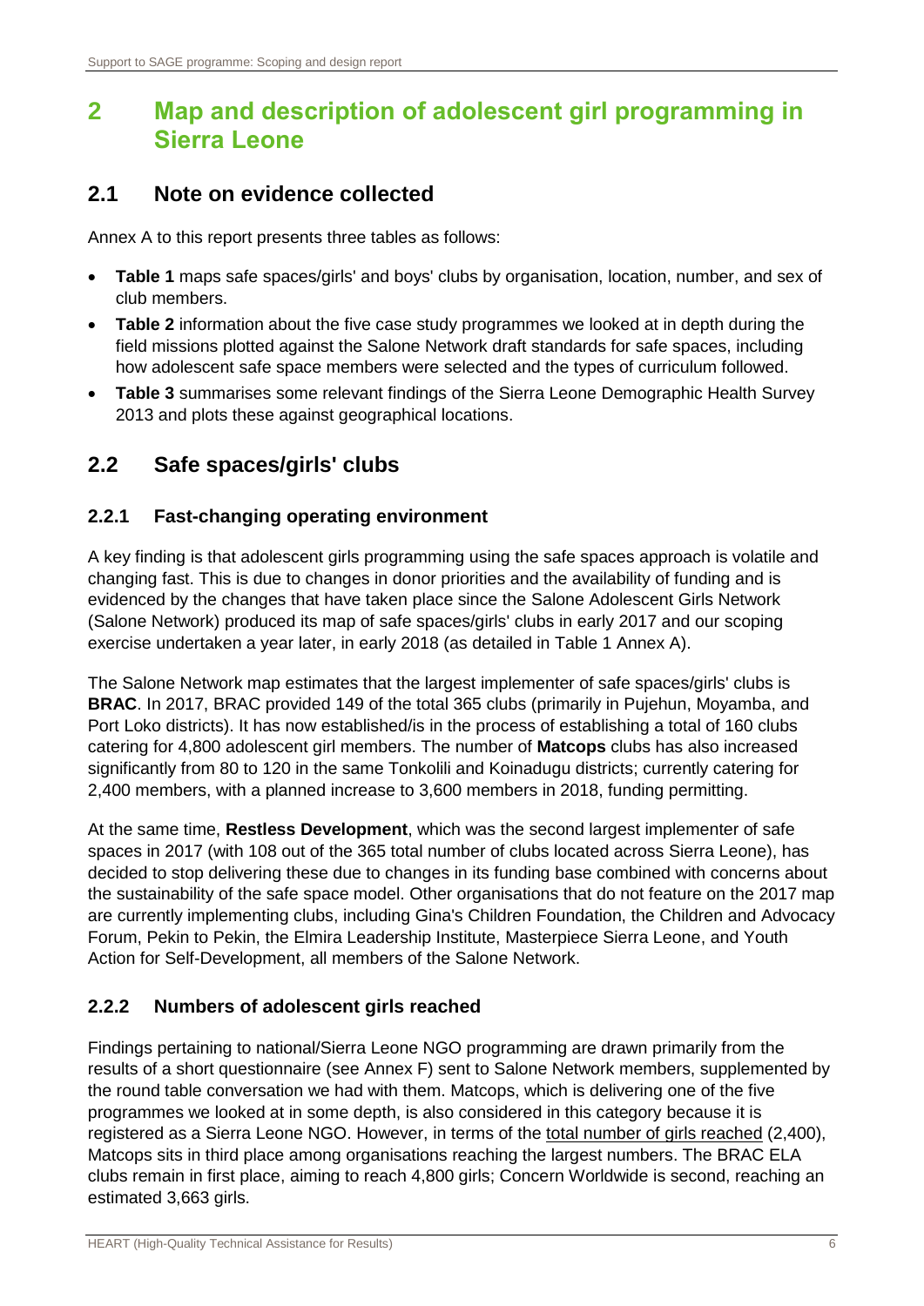# 2 Map and description of adolescent girl programming in Sierra Leone

## 2.1 Note on evidence collected

Annex A to this report presents three tables as follows:

- **Table 1** maps safe spaces/girls' and boys' clubs by organisation, location, number, and sex of club members.
- **Table 2** information about the five case study programmes we looked at in depth during the field missions plotted against the Salone Network draft standards for safe spaces, including how adolescent safe space members were selected and the types of curriculum followed.
- **Table 3** summarises some relevant findings of the Sierra Leone Demographic Health Survey 2013 and plots these against geographical locations.

## 2.2 Safe spaces/girls' clubs

### 2.2.1 Fast-changing operating environment

A key finding is that adolescent girls programming using the safe spaces approach is volatile and changing fast. This is due to changes in donor priorities and the availability of funding and is evidenced by the changes that have taken place since the Salone Adolescent Girls Network (Salone Network) produced its map of safe spaces/girls' clubs in early 2017 and our scoping exercise undertaken a year later, in early 2018 (as detailed in Table 1 Annex A).

The Salone Network map estimates that the largest implementer of safe spaces/girls' clubs is **BRAC**. In 2017, BRAC provided 149 of the total 365 clubs (primarily in Pujehun, Moyamba, and Port Loko districts). It has now established/is in the process of establishing a total of 160 clubs catering for 4,800 adolescent girl members. The number of **Matcops** clubs has also increased significantly from 80 to 120 in the same Tonkolili and Koinadugu districts; currently catering for 2,400 members, with a planned increase to 3,600 members in 2018, funding permitting.

At the same time, **Restless Development**, which was the second largest implementer of safe spaces in 2017 (with 108 out of the 365 total number of clubs located across Sierra Leone), has decided to stop delivering these due to changes in its funding base combined with concerns about the sustainability of the safe space model. Other organisations that do not feature on the 2017 map are currently implementing clubs, including Gina's Children Foundation, the Children and Advocacy Forum, Pekin to Pekin, the Elmira Leadership Institute, Masterpiece Sierra Leone, and Youth Action for Self-Development, all members of the Salone Network.

### 2.2.2 Numbers of adolescent girls reached

Findings pertaining to national/Sierra Leone NGO programming are drawn primarily from the results of a short questionnaire (see Annex F) sent to Salone Network members, supplemented by the round table conversation we had with them. Matcops, which is delivering one of the five programmes we looked at in some depth, is also considered in this category because it is registered as a Sierra Leone NGO. However, in terms of the total number of girls reached (2,400), Matcops sits in third place among organisations reaching the largest numbers. The BRAC ELA clubs remain in first place, aiming to reach 4,800 girls; Concern Worldwide is second, reaching an estimated 3,663 girls.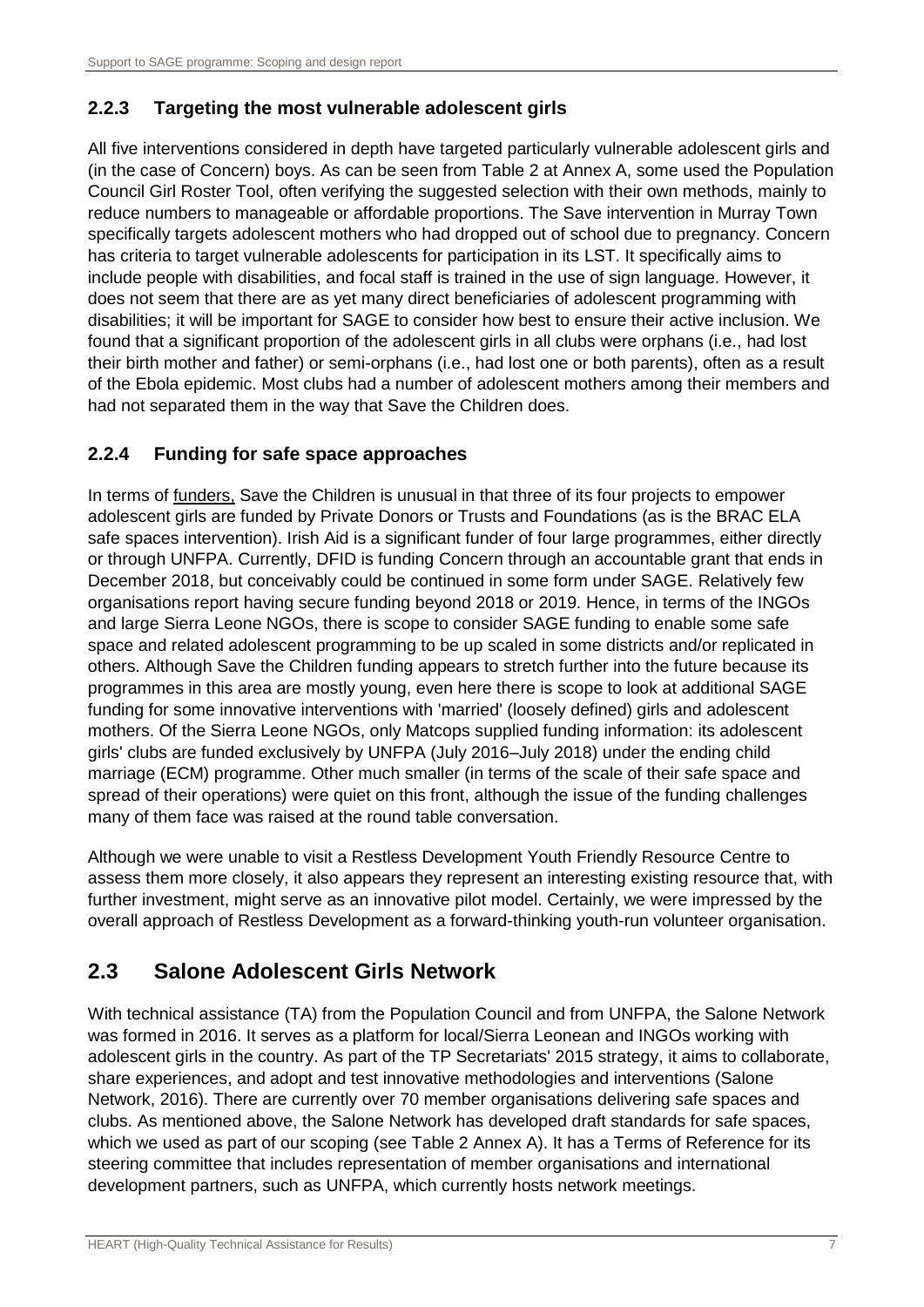### 2.2.3 Targeting the most vulnerable adolescent girls

All five interventions considered in depth have targeted particularly vulnerable adolescent girls and (in the case of Concern) boys. As can be seen from Table 2 at Annex A, some used the Population Council Girl Roster Tool, often verifying the suggested selection with their own methods, mainly to reduce numbers to manageable or affordable proportions. The Save intervention in Murray Town specifically targets adolescent mothers who had dropped out of school due to pregnancy. Concern has criteria to target vulnerable adolescents for participation in its LST. It specifically aims to include people with disabilities, and focal staff is trained in the use of sign language. However, it does not seem that there are as yet many direct beneficiaries of adolescent programming with disabilities; it will be important for SAGE to consider how best to ensure their active inclusion. We found that a significant proportion of the adolescent girls in all clubs were orphans (i.e., had lost their birth mother and father) or semi-orphans (i.e., had lost one or both parents), often as a result of the Ebola epidemic. Most clubs had a number of adolescent mothers among their members and had not separated them in the way that Save the Children does.

### 2.2.4 Funding for safe space approaches

In terms of funders, Save the Children is unusual in that three of its four projects to empower adolescent girls are funded by Private Donors or Trusts and Foundations (as is the BRAC ELA safe spaces intervention). Irish Aid is a significant funder of four large programmes, either directly or through UNFPA. Currently, DFID is funding Concern through an accountable grant that ends in December 2018, but conceivably could be continued in some form under SAGE. Relatively few organisations report having secure funding beyond 2018 or 2019. Hence, in terms of the INGOs and large Sierra Leone NGOs, there is scope to consider SAGE funding to enable some safe space and related adolescent programming to be up scaled in some districts and/or replicated in others. Although Save the Children funding appears to stretch further into the future because its programmes in this area are mostly young, even here there is scope to look at additional SAGE funding for some innovative interventions with 'married' (loosely defined) girls and adolescent mothers. Of the Sierra Leone NGOs, only Matcops supplied funding information: its adolescent girls' clubs are funded exclusively by UNFPA (July 2016–July 2018) under the ending child marriage (ECM) programme. Other much smaller (in terms of the scale of their safe space and spread of their operations) were quiet on this front, although the issue of the funding challenges many of them face was raised at the round table conversation.

Although we were unable to visit a Restless Development Youth Friendly Resource Centre to assess them more closely, it also appears they represent an interesting existing resource that, with further investment, might serve as an innovative pilot model. Certainly, we were impressed by the overall approach of Restless Development as a forward-thinking youth-run volunteer organisation.

## 2.3 Salone Adolescent Girls Network

With technical assistance (TA) from the Population Council and from UNFPA, the Salone Network was formed in 2016. It serves as a platform for local/Sierra Leonean and INGOs working with adolescent girls in the country. As part of the TP Secretariats' 2015 strategy, it aims to collaborate, share experiences, and adopt and test innovative methodologies and interventions (Salone Network, 2016). There are currently over 70 member organisations delivering safe spaces and clubs. As mentioned above, the Salone Network has developed draft standards for safe spaces, which we used as part of our scoping (see Table 2 Annex A). It has a Terms of Reference for its steering committee that includes representation of member organisations and international development partners, such as UNFPA, which currently hosts network meetings.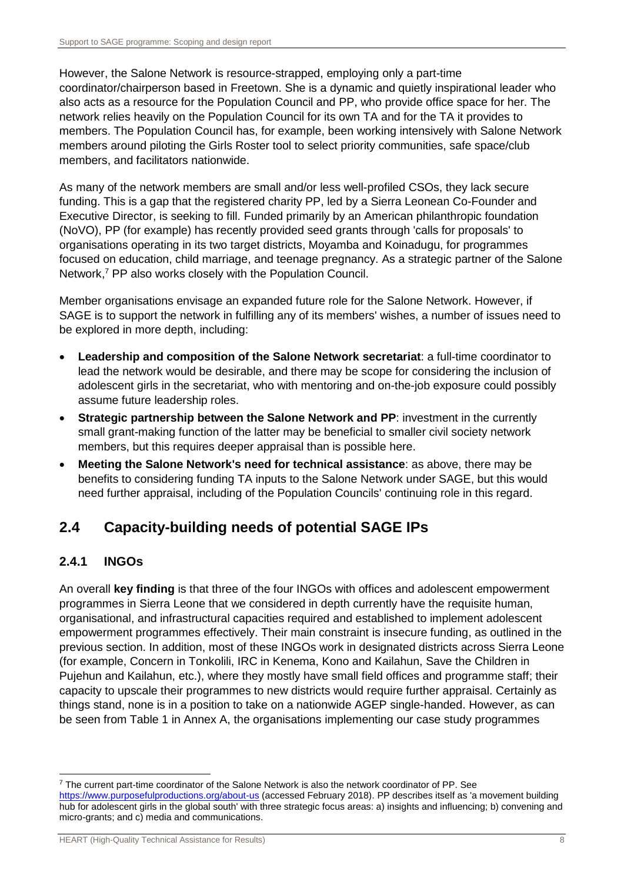However, the Salone Network is resource-strapped, employing only a part-time coordinator/chairperson based in Freetown. She is a dynamic and quietly inspirational leader who also acts as a resource for the Population Council and PP, who provide office space for her. The network relies heavily on the Population Council for its own TA and for the TA it provides to members. The Population Council has, for example, been working intensively with Salone Network members around piloting the Girls Roster tool to select priority communities, safe space/club members, and facilitators nationwide.

As many of the network members are small and/or less well-profiled CSOs, they lack secure funding. This is a gap that the registered charity PP, led by a Sierra Leonean Co-Founder and Executive Director, is seeking to fill. Funded primarily by an American philanthropic foundation (NoVO), PP (for example) has recently provided seed grants through 'calls for proposals' to organisations operating in its two target districts, Moyamba and Koinadugu, for programmes focused on education, child marriage, and teenage pregnancy. As a strategic partner of the Salone Network,[7] PP also works closely with the Population Council.

Member organisations envisage an expanded future role for the Salone Network. However, if SAGE is to support the network in fulfilling any of its members' wishes, a number of issues need to be explored in more depth, including:

- **Leadership and composition of the Salone Network secretariat**: a full-time coordinator to lead the network would be desirable, and there may be scope for considering the inclusion of adolescent girls in the secretariat, who with mentoring and on-the-job exposure could possibly assume future leadership roles.
- **Strategic partnership between the Salone Network and PP**: investment in the currently small grant-making function of the latter may be beneficial to smaller civil society network members, but this requires deeper appraisal than is possible here.
- **Meeting the Salone Network's need for technical assistance**: as above, there may be benefits to considering funding TA inputs to the Salone Network under SAGE, but this would need further appraisal, including of the Population Councils' continuing role in this regard.

## 2.4 Capacity-building needs of potential SAGE IPs

### 2.4.1 INGOs

An overall **key finding** is that three of the four INGOs with offices and adolescent empowerment programmes in Sierra Leone that we considered in depth currently have the requisite human, organisational, and infrastructural capacities required and established to implement adolescent empowerment programmes effectively. Their main constraint is insecure funding, as outlined in the previous section. In addition, most of these INGOs work in designated districts across Sierra Leone (for example, Concern in Tonkolili, IRC in Kenema, Kono and Kailahun, Save the Children in Pujehun and Kailahun, etc.), where they mostly have small field offices and programme staff; their capacity to upscale their programmes to new districts would require further appraisal. Certainly as things stand, none is in a position to take on a nationwide AGEP single-handed. However, as can be seen from Table 1 in Annex A, the organisations implementing our case study programmes

[7] The current part-time coordinator of the Salone Network is also the network coordinator of PP. See https://www.purposefulproductions.org/about-us (accessed February 2018). PP describes itself as 'a movement building hub for adolescent girls in the global south' with three strategic focus areas: a) insights and influencing; b) convening and micro-grants; and c) media and communications.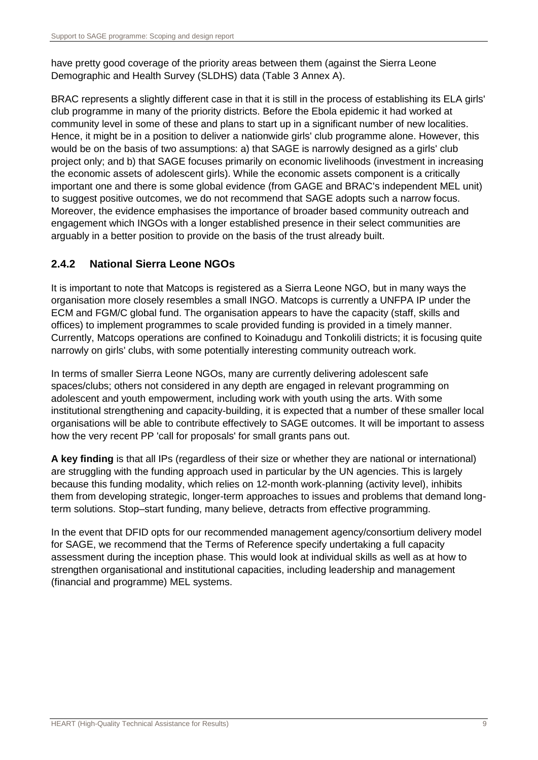have pretty good coverage of the priority areas between them (against the Sierra Leone Demographic and Health Survey (SLDHS) data (Table 3 Annex A).

BRAC represents a slightly different case in that it is still in the process of establishing its ELA girls' club programme in many of the priority districts. Before the Ebola epidemic it had worked at community level in some of these and plans to start up in a significant number of new localities. Hence, it might be in a position to deliver a nationwide girls' club programme alone. However, this would be on the basis of two assumptions: a) that SAGE is narrowly designed as a girls' club project only; and b) that SAGE focuses primarily on economic livelihoods (investment in increasing the economic assets of adolescent girls). While the economic assets component is a critically important one and there is some global evidence (from GAGE and BRAC's independent MEL unit) to suggest positive outcomes, we do not recommend that SAGE adopts such a narrow focus. Moreover, the evidence emphasises the importance of broader based community outreach and engagement which INGOs with a longer established presence in their select communities are arguably in a better position to provide on the basis of the trust already built.

### 2.4.2 National Sierra Leone NGOs

It is important to note that Matcops is registered as a Sierra Leone NGO, but in many ways the organisation more closely resembles a small INGO. Matcops is currently a UNFPA IP under the ECM and FGM/C global fund. The organisation appears to have the capacity (staff, skills and offices) to implement programmes to scale provided funding is provided in a timely manner. Currently, Matcops operations are confined to Koinadugu and Tonkolili districts; it is focusing quite narrowly on girls' clubs, with some potentially interesting community outreach work.

In terms of smaller Sierra Leone NGOs, many are currently delivering adolescent safe spaces/clubs; others not considered in any depth are engaged in relevant programming on adolescent and youth empowerment, including work with youth using the arts. With some institutional strengthening and capacity-building, it is expected that a number of these smaller local organisations will be able to contribute effectively to SAGE outcomes. It will be important to assess how the very recent PP 'call for proposals' for small grants pans out.

**A key finding** is that all IPs (regardless of their size or whether they are national or international) are struggling with the funding approach used in particular by the UN agencies. This is largely because this funding modality, which relies on 12-month work-planning (activity level), inhibits them from developing strategic, longer-term approaches to issues and problems that demand long-term solutions. Stop–start funding, many believe, detracts from effective programming.

In the event that DFID opts for our recommended management agency/consortium delivery model for SAGE, we recommend that the Terms of Reference specify undertaking a full capacity assessment during the inception phase. This would look at individual skills as well as at how to strengthen organisational and institutional capacities, including leadership and management (financial and programme) MEL systems.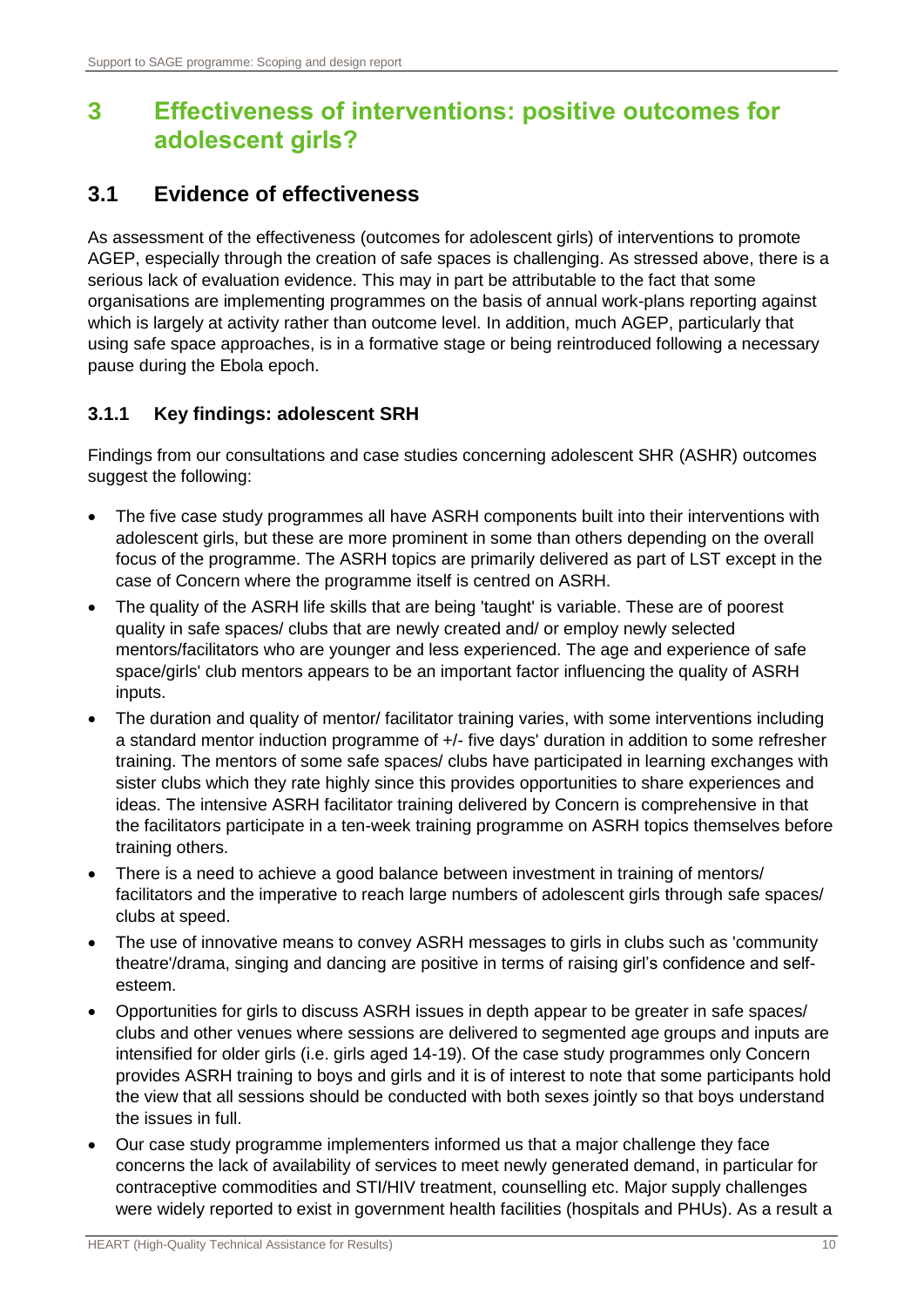# 3 Effectiveness of interventions: positive outcomes for adolescent girls?

## 3.1 Evidence of effectiveness

As assessment of the effectiveness (outcomes for adolescent girls) of interventions to promote AGEP, especially through the creation of safe spaces is challenging. As stressed above, there is a serious lack of evaluation evidence. This may in part be attributable to the fact that some organisations are implementing programmes on the basis of annual work-plans reporting against which is largely at activity rather than outcome level. In addition, much AGEP, particularly that using safe space approaches, is in a formative stage or being reintroduced following a necessary pause during the Ebola epoch.

### 3.1.1 Key findings: adolescent SRH

Findings from our consultations and case studies concerning adolescent SHR (ASHR) outcomes suggest the following:

- The five case study programmes all have ASRH components built into their interventions with adolescent girls, but these are more prominent in some than others depending on the overall focus of the programme. The ASRH topics are primarily delivered as part of LST except in the case of Concern where the programme itself is centred on ASRH.
- The quality of the ASRH life skills that are being 'taught' is variable. These are of poorest quality in safe spaces/ clubs that are newly created and/ or employ newly selected mentors/facilitators who are younger and less experienced. The age and experience of safe space/girls' club mentors appears to be an important factor influencing the quality of ASRH inputs.
- The duration and quality of mentor/ facilitator training varies, with some interventions including a standard mentor induction programme of +/- five days' duration in addition to some refresher training. The mentors of some safe spaces/ clubs have participated in learning exchanges with sister clubs which they rate highly since this provides opportunities to share experiences and ideas. The intensive ASRH facilitator training delivered by Concern is comprehensive in that the facilitators participate in a ten-week training programme on ASRH topics themselves before training others.
- There is a need to achieve a good balance between investment in training of mentors/ facilitators and the imperative to reach large numbers of adolescent girls through safe spaces/ clubs at speed.
- The use of innovative means to convey ASRH messages to girls in clubs such as 'community theatre'/drama, singing and dancing are positive in terms of raising girl's confidence and self-esteem.
- Opportunities for girls to discuss ASRH issues in depth appear to be greater in safe spaces/ clubs and other venues where sessions are delivered to segmented age groups and inputs are intensified for older girls (i.e. girls aged 14-19). Of the case study programmes only Concern provides ASRH training to boys and girls and it is of interest to note that some participants hold the view that all sessions should be conducted with both sexes jointly so that boys understand the issues in full.
- Our case study programme implementers informed us that a major challenge they face concerns the lack of availability of services to meet newly generated demand, in particular for contraceptive commodities and STI/HIV treatment, counselling etc. Major supply challenges were widely reported to exist in government health facilities (hospitals and PHUs). As a result a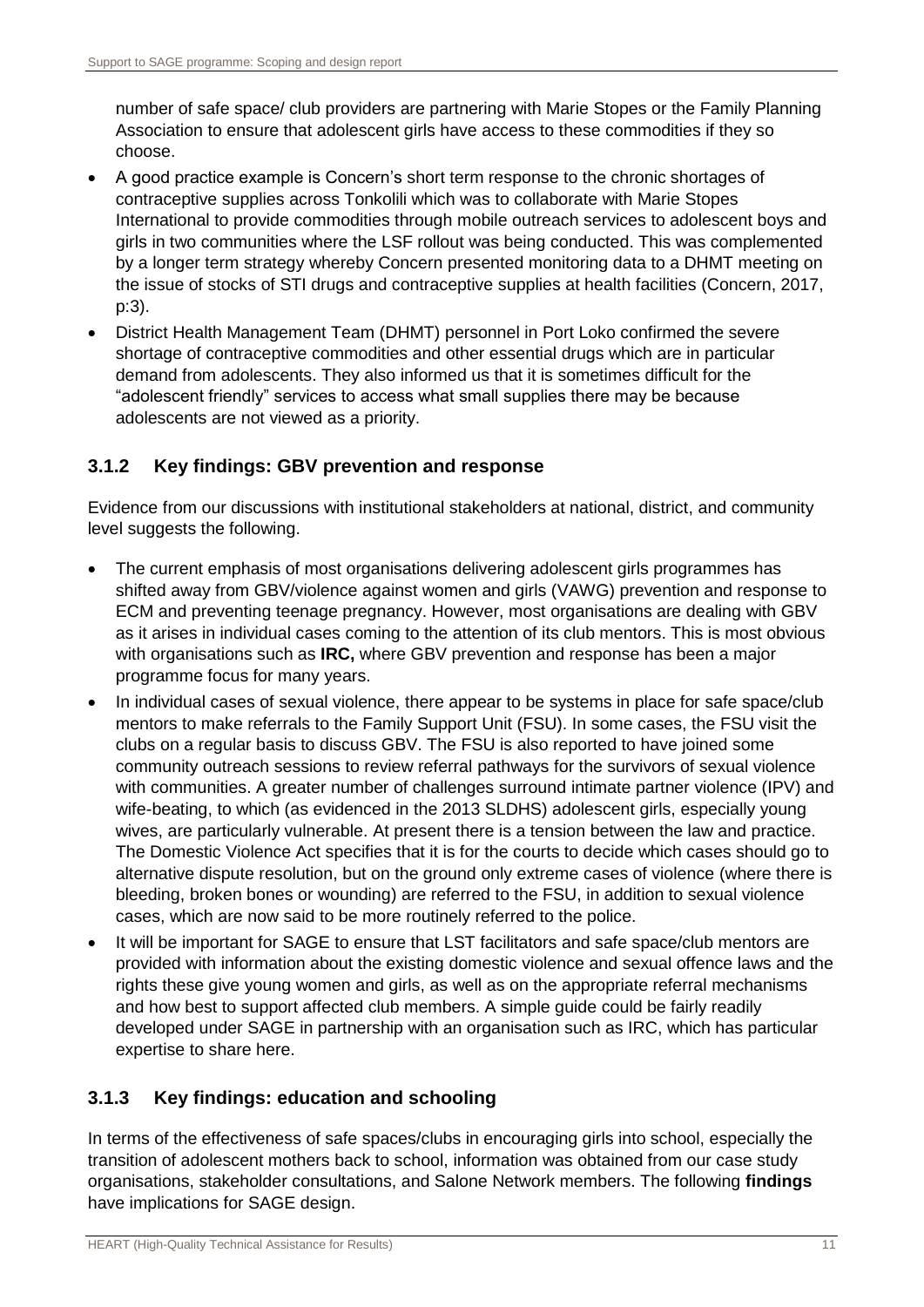number of safe space/ club providers are partnering with Marie Stopes or the Family Planning Association to ensure that adolescent girls have access to these commodities if they so choose.

- A good practice example is Concern's short term response to the chronic shortages of contraceptive supplies across Tonkolili which was to collaborate with Marie Stopes International to provide commodities through mobile outreach services to adolescent boys and girls in two communities where the LSF rollout was being conducted. This was complemented by a longer term strategy whereby Concern presented monitoring data to a DHMT meeting on the issue of stocks of STI drugs and contraceptive supplies at health facilities (Concern, 2017, p:3).
- District Health Management Team (DHMT) personnel in Port Loko confirmed the severe shortage of contraceptive commodities and other essential drugs which are in particular demand from adolescents. They also informed us that it is sometimes difficult for the "adolescent friendly" services to access what small supplies there may be because adolescents are not viewed as a priority.

### 3.1.2 Key findings: GBV prevention and response

Evidence from our discussions with institutional stakeholders at national, district, and community level suggests the following.

- The current emphasis of most organisations delivering adolescent girls programmes has shifted away from GBV/violence against women and girls (VAWG) prevention and response to ECM and preventing teenage pregnancy. However, most organisations are dealing with GBV as it arises in individual cases coming to the attention of its club mentors. This is most obvious with organisations such as **IRC,** where GBV prevention and response has been a major programme focus for many years.
- In individual cases of sexual violence, there appear to be systems in place for safe space/club mentors to make referrals to the Family Support Unit (FSU). In some cases, the FSU visit the clubs on a regular basis to discuss GBV. The FSU is also reported to have joined some community outreach sessions to review referral pathways for the survivors of sexual violence with communities. A greater number of challenges surround intimate partner violence (IPV) and wife-beating, to which (as evidenced in the 2013 SLDHS) adolescent girls, especially young wives, are particularly vulnerable. At present there is a tension between the law and practice. The Domestic Violence Act specifies that it is for the courts to decide which cases should go to alternative dispute resolution, but on the ground only extreme cases of violence (where there is bleeding, broken bones or wounding) are referred to the FSU, in addition to sexual violence cases, which are now said to be more routinely referred to the police.
- It will be important for SAGE to ensure that LST facilitators and safe space/club mentors are provided with information about the existing domestic violence and sexual offence laws and the rights these give young women and girls, as well as on the appropriate referral mechanisms and how best to support affected club members. A simple guide could be fairly readily developed under SAGE in partnership with an organisation such as IRC, which has particular expertise to share here.

### 3.1.3 Key findings: education and schooling

In terms of the effectiveness of safe spaces/clubs in encouraging girls into school, especially the transition of adolescent mothers back to school, information was obtained from our case study organisations, stakeholder consultations, and Salone Network members. The following **findings** have implications for SAGE design.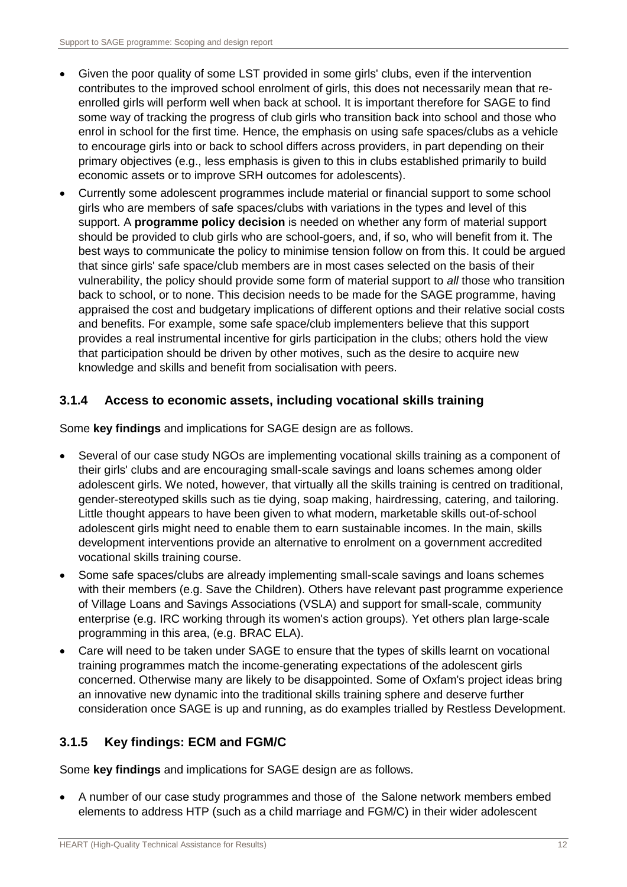- Given the poor quality of some LST provided in some girls' clubs, even if the intervention contributes to the improved school enrolment of girls, this does not necessarily mean that re-enrolled girls will perform well when back at school. It is important therefore for SAGE to find some way of tracking the progress of club girls who transition back into school and those who enrol in school for the first time. Hence, the emphasis on using safe spaces/clubs as a vehicle to encourage girls into or back to school differs across providers, in part depending on their primary objectives (e.g., less emphasis is given to this in clubs established primarily to build economic assets or to improve SRH outcomes for adolescents).
- Currently some adolescent programmes include material or financial support to some school girls who are members of safe spaces/clubs with variations in the types and level of this support. A **programme policy decision** is needed on whether any form of material support should be provided to club girls who are school-goers, and, if so, who will benefit from it. The best ways to communicate the policy to minimise tension follow on from this. It could be argued that since girls' safe space/club members are in most cases selected on the basis of their vulnerability, the policy should provide some form of material support to *all* those who transition back to school, or to none. This decision needs to be made for the SAGE programme, having appraised the cost and budgetary implications of different options and their relative social costs and benefits. For example, some safe space/club implementers believe that this support provides a real instrumental incentive for girls participation in the clubs; others hold the view that participation should be driven by other motives, such as the desire to acquire new knowledge and skills and benefit from socialisation with peers.

### 3.1.4 Access to economic assets, including vocational skills training

Some **key findings** and implications for SAGE design are as follows.

- Several of our case study NGOs are implementing vocational skills training as a component of their girls' clubs and are encouraging small-scale savings and loans schemes among older adolescent girls. We noted, however, that virtually all the skills training is centred on traditional, gender-stereotyped skills such as tie dying, soap making, hairdressing, catering, and tailoring. Little thought appears to have been given to what modern, marketable skills out-of-school adolescent girls might need to enable them to earn sustainable incomes. In the main, skills development interventions provide an alternative to enrolment on a government accredited vocational skills training course.
- Some safe spaces/clubs are already implementing small-scale savings and loans schemes with their members (e.g. Save the Children). Others have relevant past programme experience of Village Loans and Savings Associations (VSLA) and support for small-scale, community enterprise (e.g. IRC working through its women's action groups). Yet others plan large-scale programming in this area, (e.g. BRAC ELA).
- Care will need to be taken under SAGE to ensure that the types of skills learnt on vocational training programmes match the income-generating expectations of the adolescent girls concerned. Otherwise many are likely to be disappointed. Some of Oxfam's project ideas bring an innovative new dynamic into the traditional skills training sphere and deserve further consideration once SAGE is up and running, as do examples trialled by Restless Development.

### 3.1.5 Key findings: ECM and FGM/C

Some **key findings** and implications for SAGE design are as follows.

- A number of our case study programmes and those of the Salone network members embed elements to address HTP (such as a child marriage and FGM/C) in their wider adolescent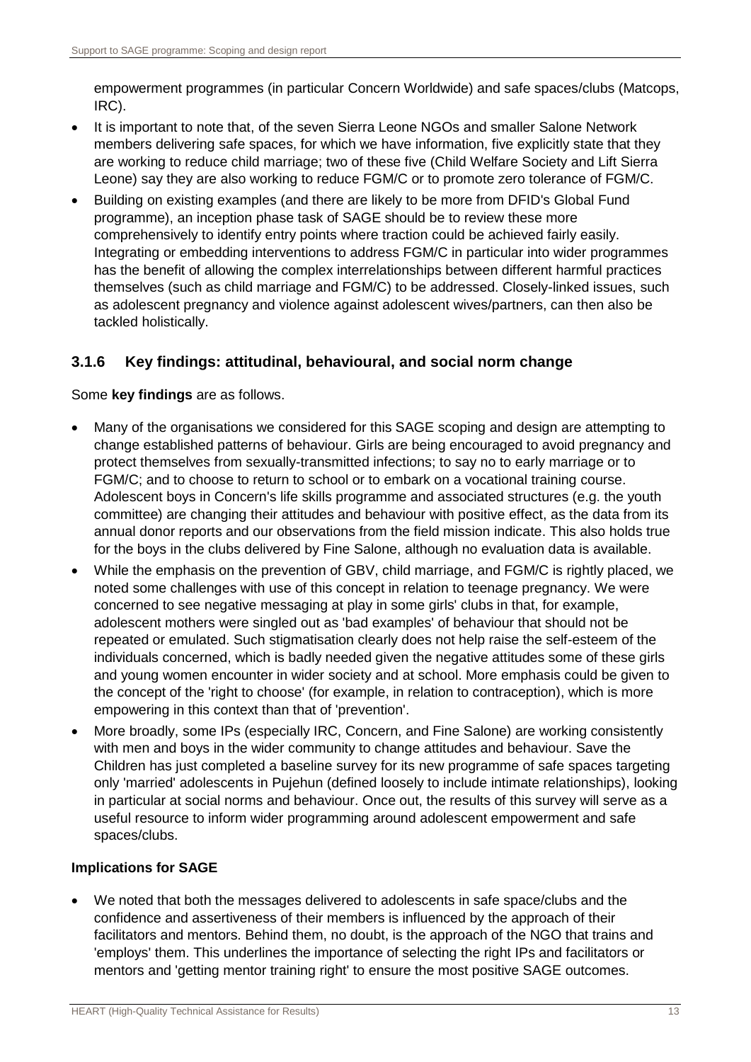empowerment programmes (in particular Concern Worldwide) and safe spaces/clubs (Matcops, IRC).

- It is important to note that, of the seven Sierra Leone NGOs and smaller Salone Network members delivering safe spaces, for which we have information, five explicitly state that they are working to reduce child marriage; two of these five (Child Welfare Society and Lift Sierra Leone) say they are also working to reduce FGM/C or to promote zero tolerance of FGM/C.
- Building on existing examples (and there are likely to be more from DFID's Global Fund programme), an inception phase task of SAGE should be to review these more comprehensively to identify entry points where traction could be achieved fairly easily. Integrating or embedding interventions to address FGM/C in particular into wider programmes has the benefit of allowing the complex interrelationships between different harmful practices themselves (such as child marriage and FGM/C) to be addressed. Closely-linked issues, such as adolescent pregnancy and violence against adolescent wives/partners, can then also be tackled holistically.

### 3.1.6 Key findings: attitudinal, behavioural, and social norm change

Some **key findings** are as follows.

- Many of the organisations we considered for this SAGE scoping and design are attempting to change established patterns of behaviour. Girls are being encouraged to avoid pregnancy and protect themselves from sexually-transmitted infections; to say no to early marriage or to FGM/C; and to choose to return to school or to embark on a vocational training course. Adolescent boys in Concern's life skills programme and associated structures (e.g. the youth committee) are changing their attitudes and behaviour with positive effect, as the data from its annual donor reports and our observations from the field mission indicate. This also holds true for the boys in the clubs delivered by Fine Salone, although no evaluation data is available.
- While the emphasis on the prevention of GBV, child marriage, and FGM/C is rightly placed, we noted some challenges with use of this concept in relation to teenage pregnancy. We were concerned to see negative messaging at play in some girls' clubs in that, for example, adolescent mothers were singled out as 'bad examples' of behaviour that should not be repeated or emulated. Such stigmatisation clearly does not help raise the self-esteem of the individuals concerned, which is badly needed given the negative attitudes some of these girls and young women encounter in wider society and at school. More emphasis could be given to the concept of the 'right to choose' (for example, in relation to contraception), which is more empowering in this context than that of 'prevention'.
- More broadly, some IPs (especially IRC, Concern, and Fine Salone) are working consistently with men and boys in the wider community to change attitudes and behaviour. Save the Children has just completed a baseline survey for its new programme of safe spaces targeting only 'married' adolescents in Pujehun (defined loosely to include intimate relationships), looking in particular at social norms and behaviour. Once out, the results of this survey will serve as a useful resource to inform wider programming around adolescent empowerment and safe spaces/clubs.

**Implications for SAGE**

- We noted that both the messages delivered to adolescents in safe space/clubs and the confidence and assertiveness of their members is influenced by the approach of their facilitators and mentors. Behind them, no doubt, is the approach of the NGO that trains and 'employs' them. This underlines the importance of selecting the right IPs and facilitators or mentors and 'getting mentor training right' to ensure the most positive SAGE outcomes.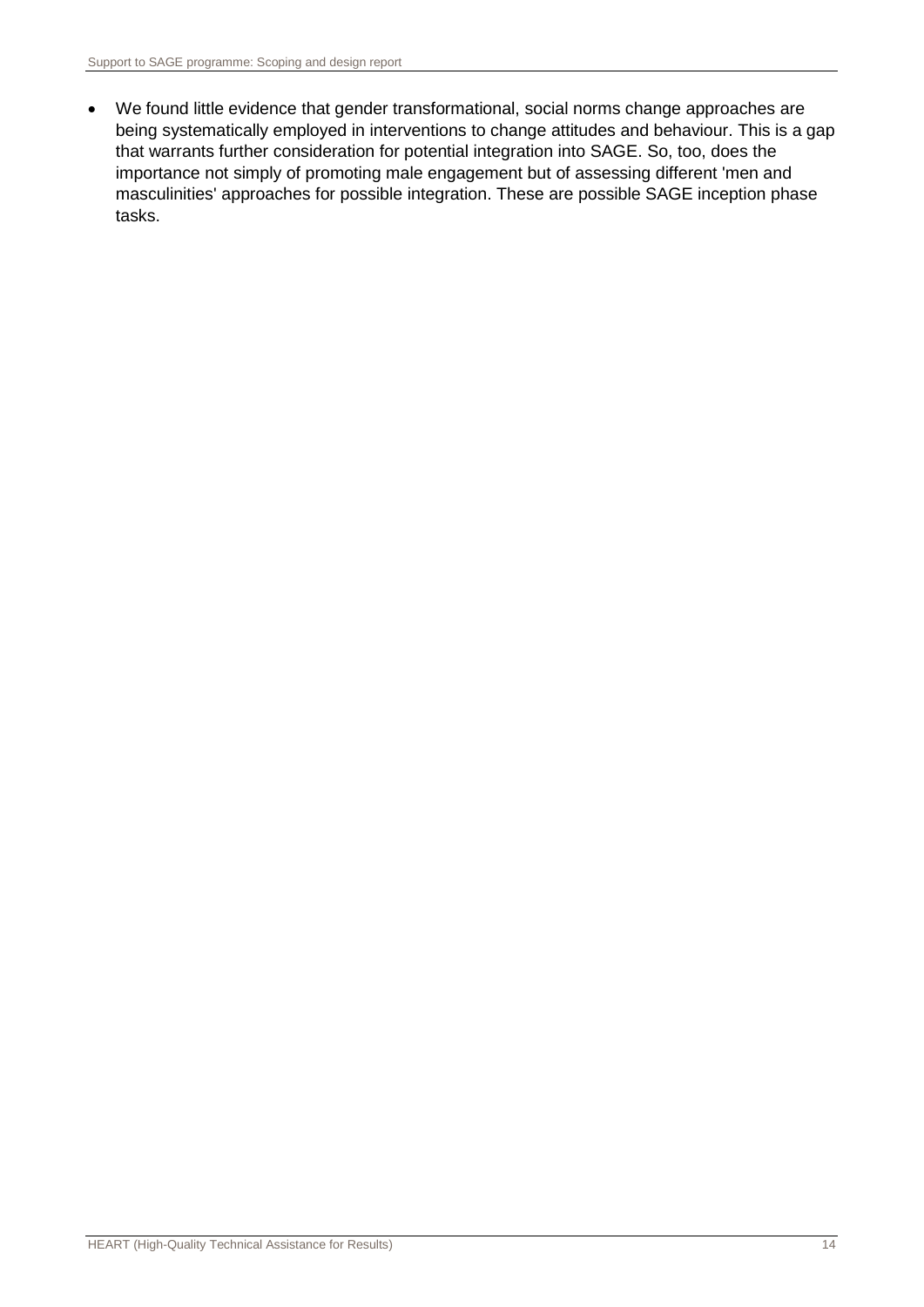- We found little evidence that gender transformational, social norms change approaches are being systematically employed in interventions to change attitudes and behaviour. This is a gap that warrants further consideration for potential integration into SAGE. So, too, does the importance not simply of promoting male engagement but of assessing different 'men and masculinities' approaches for possible integration. These are possible SAGE inception phase tasks.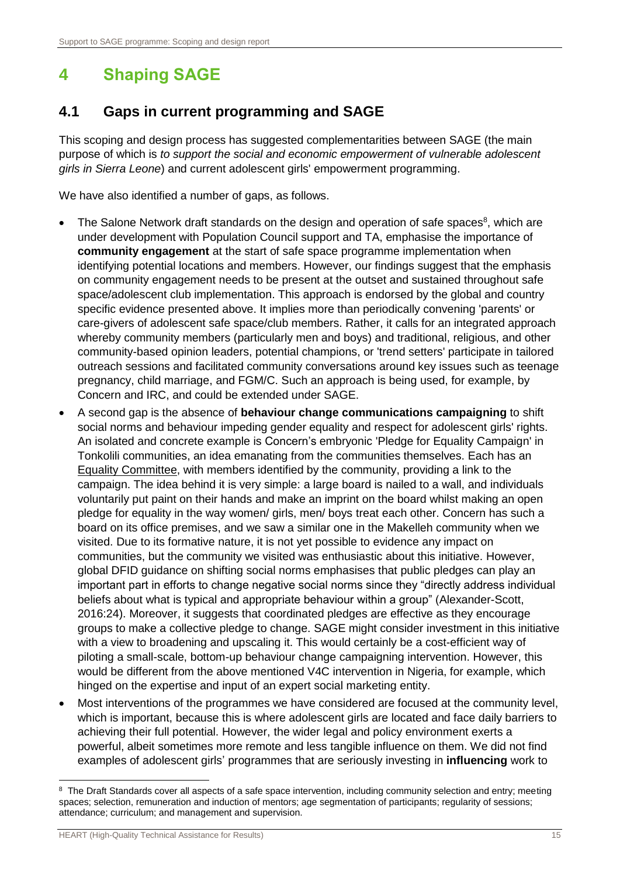# 4 Shaping SAGE

## 4.1 Gaps in current programming and SAGE

This scoping and design process has suggested complementarities between SAGE (the main purpose of which is *to support the social and economic empowerment of vulnerable adolescent girls in Sierra Leone*) and current adolescent girls' empowerment programming.

We have also identified a number of gaps, as follows.

- The Salone Network draft standards on the design and operation of safe spaces[8], which are under development with Population Council support and TA, emphasise the importance of **community engagement** at the start of safe space programme implementation when identifying potential locations and members. However, our findings suggest that the emphasis on community engagement needs to be present at the outset and sustained throughout safe space/adolescent club implementation. This approach is endorsed by the global and country specific evidence presented above. It implies more than periodically convening 'parents' or care-givers of adolescent safe space/club members. Rather, it calls for an integrated approach whereby community members (particularly men and boys) and traditional, religious, and other community-based opinion leaders, potential champions, or 'trend setters' participate in tailored outreach sessions and facilitated community conversations around key issues such as teenage pregnancy, child marriage, and FGM/C. Such an approach is being used, for example, by Concern and IRC, and could be extended under SAGE.
- A second gap is the absence of **behaviour change communications campaigning** to shift social norms and behaviour impeding gender equality and respect for adolescent girls' rights. An isolated and concrete example is Concern's embryonic 'Pledge for Equality Campaign' in Tonkolili communities, an idea emanating from the communities themselves. Each has an Equality Committee, with members identified by the community, providing a link to the campaign. The idea behind it is very simple: a large board is nailed to a wall, and individuals voluntarily put paint on their hands and make an imprint on the board whilst making an open pledge for equality in the way women/ girls, men/ boys treat each other. Concern has such a board on its office premises, and we saw a similar one in the Makelleh community when we visited. Due to its formative nature, it is not yet possible to evidence any impact on communities, but the community we visited was enthusiastic about this initiative. However, global DFID guidance on shifting social norms emphasises that public pledges can play an important part in efforts to change negative social norms since they "directly address individual beliefs about what is typical and appropriate behaviour within a group" (Alexander-Scott, 2016:24). Moreover, it suggests that coordinated pledges are effective as they encourage groups to make a collective pledge to change. SAGE might consider investment in this initiative with a view to broadening and upscaling it. This would certainly be a cost-efficient way of piloting a small-scale, bottom-up behaviour change campaigning intervention. However, this would be different from the above mentioned V4C intervention in Nigeria, for example, which hinged on the expertise and input of an expert social marketing entity.
- Most interventions of the programmes we have considered are focused at the community level, which is important, because this is where adolescent girls are located and face daily barriers to achieving their full potential. However, the wider legal and policy environment exerts a powerful, albeit sometimes more remote and less tangible influence on them. We did not find examples of adolescent girls' programmes that are seriously investing in **influencing** work to

---

[8] The Draft Standards cover all aspects of a safe space intervention, including community selection and entry; meeting spaces; selection, remuneration and induction of mentors; age segmentation of participants; regularity of sessions; attendance; curriculum; and management and supervision.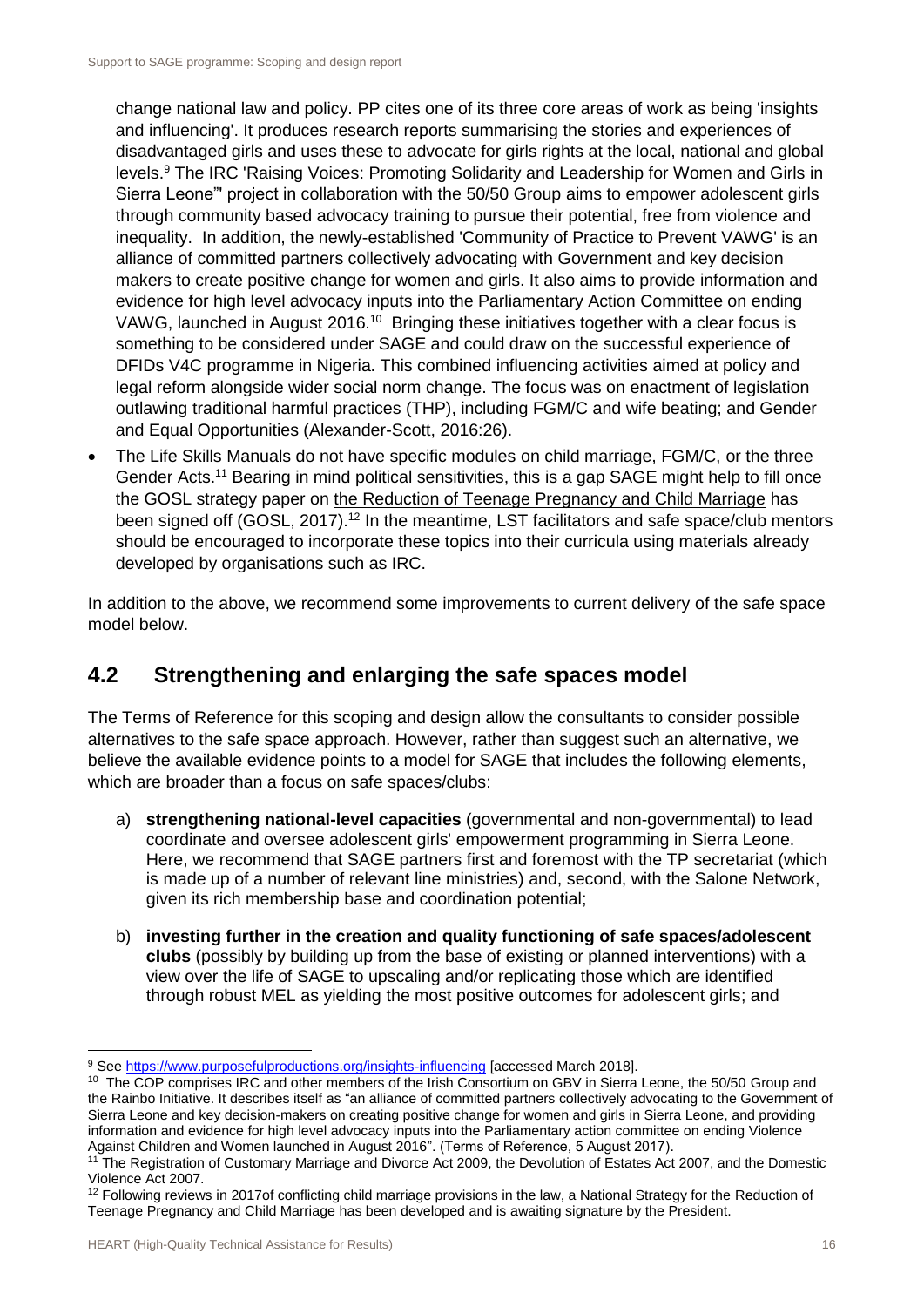change national law and policy. PP cites one of its three core areas of work as being 'insights and influencing'. It produces research reports summarising the stories and experiences of disadvantaged girls and uses these to advocate for girls rights at the local, national and global levels.[9] The IRC 'Raising Voices: Promoting Solidarity and Leadership for Women and Girls in Sierra Leone"' project in collaboration with the 50/50 Group aims to empower adolescent girls through community based advocacy training to pursue their potential, free from violence and inequality. In addition, the newly-established 'Community of Practice to Prevent VAWG' is an alliance of committed partners collectively advocating with Government and key decision makers to create positive change for women and girls. It also aims to provide information and evidence for high level advocacy inputs into the Parliamentary Action Committee on ending VAWG, launched in August 2016.[10] Bringing these initiatives together with a clear focus is something to be considered under SAGE and could draw on the successful experience of DFIDs V4C programme in Nigeria. This combined influencing activities aimed at policy and legal reform alongside wider social norm change. The focus was on enactment of legislation outlawing traditional harmful practices (THP), including FGM/C and wife beating; and Gender and Equal Opportunities (Alexander-Scott, 2016:26).

- The Life Skills Manuals do not have specific modules on child marriage, FGM/C, or the three Gender Acts.[11] Bearing in mind political sensitivities, this is a gap SAGE might help to fill once the GOSL strategy paper on the Reduction of Teenage Pregnancy and Child Marriage has been signed off (GOSL, 2017).[12] In the meantime, LST facilitators and safe space/club mentors should be encouraged to incorporate these topics into their curricula using materials already developed by organisations such as IRC.

In addition to the above, we recommend some improvements to current delivery of the safe space model below.

## 4.2 Strengthening and enlarging the safe spaces model

The Terms of Reference for this scoping and design allow the consultants to consider possible alternatives to the safe space approach. However, rather than suggest such an alternative, we believe the available evidence points to a model for SAGE that includes the following elements, which are broader than a focus on safe spaces/clubs:

a) **strengthening national-level capacities** (governmental and non-governmental) to lead coordinate and oversee adolescent girls' empowerment programming in Sierra Leone. Here, we recommend that SAGE partners first and foremost with the TP secretariat (which is made up of a number of relevant line ministries) and, second, with the Salone Network, given its rich membership base and coordination potential;

b) **investing further in the creation and quality functioning of safe spaces/adolescent clubs** (possibly by building up from the base of existing or planned interventions) with a view over the life of SAGE to upscaling and/or replicating those which are identified through robust MEL as yielding the most positive outcomes for adolescent girls; and

---

[9] See https://www.purposefulproductions.org/insights-influencing [accessed March 2018].

[10] The COP comprises IRC and other members of the Irish Consortium on GBV in Sierra Leone, the 50/50 Group and the Rainbo Initiative. It describes itself as "an alliance of committed partners collectively advocating to the Government of Sierra Leone and key decision-makers on creating positive change for women and girls in Sierra Leone, and providing information and evidence for high level advocacy inputs into the Parliamentary action committee on ending Violence Against Children and Women launched in August 2016". (Terms of Reference, 5 August 2017).

[11] The Registration of Customary Marriage and Divorce Act 2009, the Devolution of Estates Act 2007, and the Domestic Violence Act 2007.

[12] Following reviews in 2017of conflicting child marriage provisions in the law, a National Strategy for the Reduction of Teenage Pregnancy and Child Marriage has been developed and is awaiting signature by the President.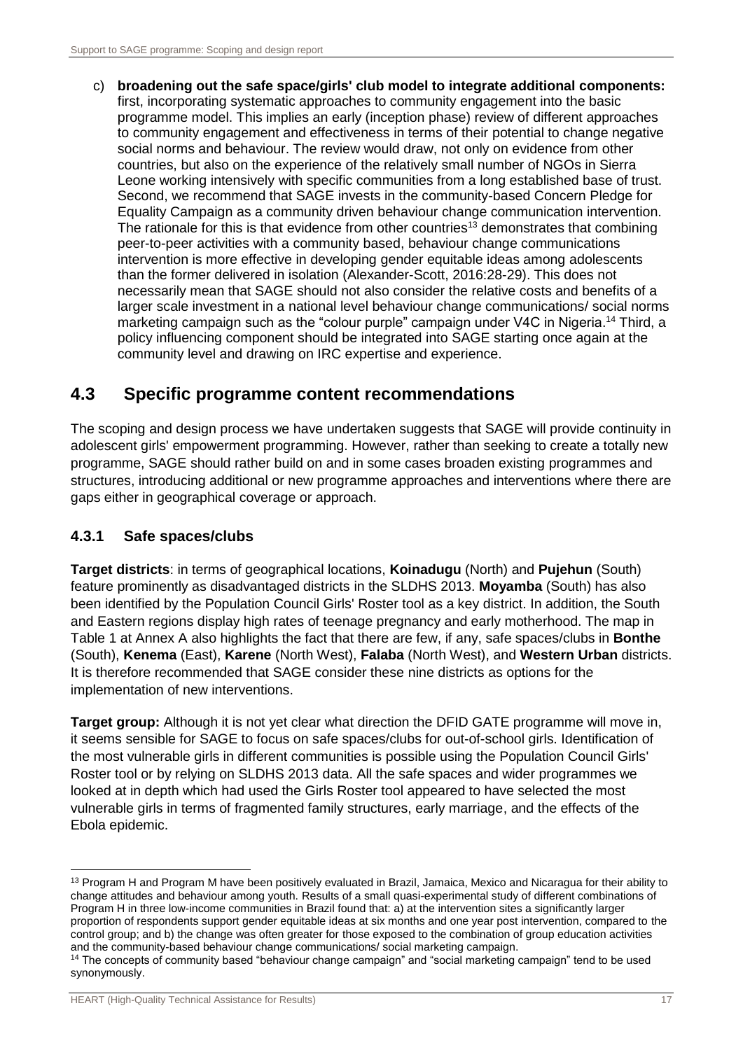c) **broadening out the safe space/girls' club model to integrate additional components:** first, incorporating systematic approaches to community engagement into the basic programme model. This implies an early (inception phase) review of different approaches to community engagement and effectiveness in terms of their potential to change negative social norms and behaviour. The review would draw, not only on evidence from other countries, but also on the experience of the relatively small number of NGOs in Sierra Leone working intensively with specific communities from a long established base of trust. Second, we recommend that SAGE invests in the community-based Concern Pledge for Equality Campaign as a community driven behaviour change communication intervention. The rationale for this is that evidence from other countries[13] demonstrates that combining peer-to-peer activities with a community based, behaviour change communications intervention is more effective in developing gender equitable ideas among adolescents than the former delivered in isolation (Alexander-Scott, 2016:28-29). This does not necessarily mean that SAGE should not also consider the relative costs and benefits of a larger scale investment in a national level behaviour change communications/ social norms marketing campaign such as the "colour purple" campaign under V4C in Nigeria.[14] Third, a policy influencing component should be integrated into SAGE starting once again at the community level and drawing on IRC expertise and experience.

## 4.3 Specific programme content recommendations

The scoping and design process we have undertaken suggests that SAGE will provide continuity in adolescent girls' empowerment programming. However, rather than seeking to create a totally new programme, SAGE should rather build on and in some cases broaden existing programmes and structures, introducing additional or new programme approaches and interventions where there are gaps either in geographical coverage or approach.

### 4.3.1 Safe spaces/clubs

**Target districts**: in terms of geographical locations, **Koinadugu** (North) and **Pujehun** (South) feature prominently as disadvantaged districts in the SLDHS 2013. **Moyamba** (South) has also been identified by the Population Council Girls' Roster tool as a key district. In addition, the South and Eastern regions display high rates of teenage pregnancy and early motherhood. The map in Table 1 at Annex A also highlights the fact that there are few, if any, safe spaces/clubs in **Bonthe** (South), **Kenema** (East), **Karene** (North West), **Falaba** (North West), and **Western Urban** districts. It is therefore recommended that SAGE consider these nine districts as options for the implementation of new interventions.

**Target group:** Although it is not yet clear what direction the DFID GATE programme will move in, it seems sensible for SAGE to focus on safe spaces/clubs for out-of-school girls. Identification of the most vulnerable girls in different communities is possible using the Population Council Girls' Roster tool or by relying on SLDHS 2013 data. All the safe spaces and wider programmes we looked at in depth which had used the Girls Roster tool appeared to have selected the most vulnerable girls in terms of fragmented family structures, early marriage, and the effects of the Ebola epidemic.

---

[13] Program H and Program M have been positively evaluated in Brazil, Jamaica, Mexico and Nicaragua for their ability to change attitudes and behaviour among youth. Results of a small quasi-experimental study of different combinations of Program H in three low-income communities in Brazil found that: a) at the intervention sites a significantly larger proportion of respondents support gender equitable ideas at six months and one year post intervention, compared to the control group; and b) the change was often greater for those exposed to the combination of group education activities and the community-based behaviour change communications/ social marketing campaign.

[14] The concepts of community based "behaviour change campaign" and "social marketing campaign" tend to be used synonymously.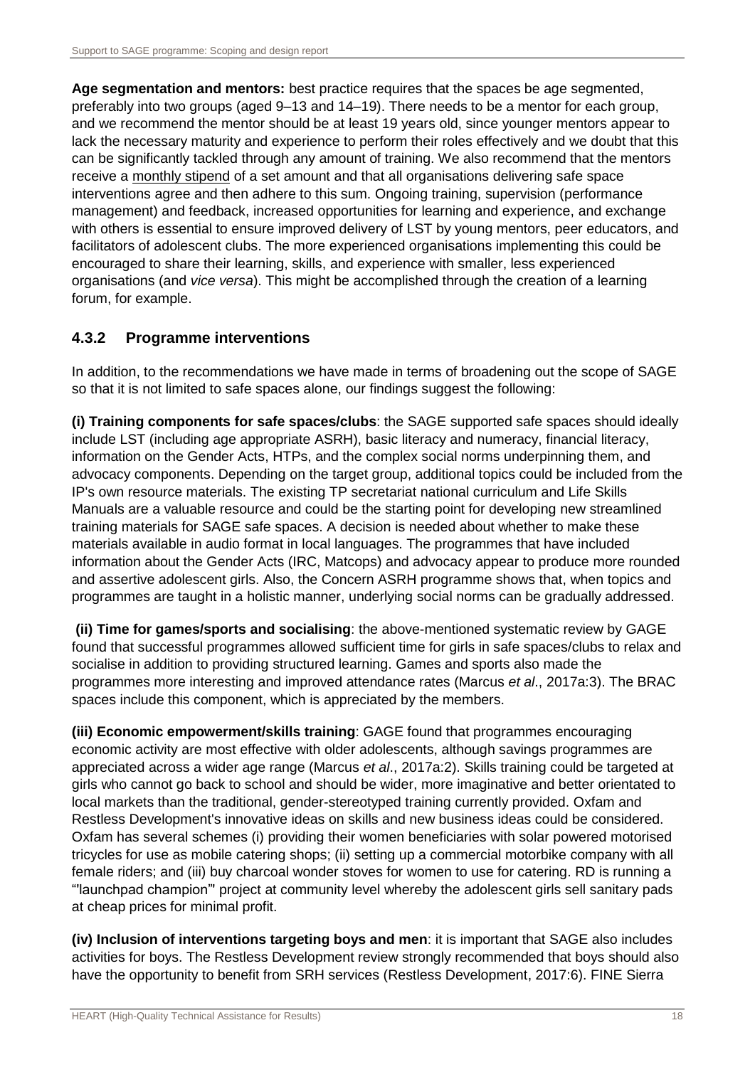**Age segmentation and mentors:** best practice requires that the spaces be age segmented, preferably into two groups (aged 9–13 and 14–19). There needs to be a mentor for each group, and we recommend the mentor should be at least 19 years old, since younger mentors appear to lack the necessary maturity and experience to perform their roles effectively and we doubt that this can be significantly tackled through any amount of training. We also recommend that the mentors receive a monthly stipend of a set amount and that all organisations delivering safe space interventions agree and then adhere to this sum. Ongoing training, supervision (performance management) and feedback, increased opportunities for learning and experience, and exchange with others is essential to ensure improved delivery of LST by young mentors, peer educators, and facilitators of adolescent clubs. The more experienced organisations implementing this could be encouraged to share their learning, skills, and experience with smaller, less experienced organisations (and *vice versa*). This might be accomplished through the creation of a learning forum, for example.

### 4.3.2 Programme interventions

In addition, to the recommendations we have made in terms of broadening out the scope of SAGE so that it is not limited to safe spaces alone, our findings suggest the following:

**(i) Training components for safe spaces/clubs**: the SAGE supported safe spaces should ideally include LST (including age appropriate ASRH), basic literacy and numeracy, financial literacy, information on the Gender Acts, HTPs, and the complex social norms underpinning them, and advocacy components. Depending on the target group, additional topics could be included from the IP's own resource materials. The existing TP secretariat national curriculum and Life Skills Manuals are a valuable resource and could be the starting point for developing new streamlined training materials for SAGE safe spaces. A decision is needed about whether to make these materials available in audio format in local languages. The programmes that have included information about the Gender Acts (IRC, Matcops) and advocacy appear to produce more rounded and assertive adolescent girls. Also, the Concern ASRH programme shows that, when topics and programmes are taught in a holistic manner, underlying social norms can be gradually addressed.

**(ii) Time for games/sports and socialising**: the above-mentioned systematic review by GAGE found that successful programmes allowed sufficient time for girls in safe spaces/clubs to relax and socialise in addition to providing structured learning. Games and sports also made the programmes more interesting and improved attendance rates (Marcus *et al*., 2017a:3). The BRAC spaces include this component, which is appreciated by the members.

**(iii) Economic empowerment/skills training**: GAGE found that programmes encouraging economic activity are most effective with older adolescents, although savings programmes are appreciated across a wider age range (Marcus *et al*., 2017a:2). Skills training could be targeted at girls who cannot go back to school and should be wider, more imaginative and better orientated to local markets than the traditional, gender-stereotyped training currently provided. Oxfam and Restless Development's innovative ideas on skills and new business ideas could be considered. Oxfam has several schemes (i) providing their women beneficiaries with solar powered motorised tricycles for use as mobile catering shops; (ii) setting up a commercial motorbike company with all female riders; and (iii) buy charcoal wonder stoves for women to use for catering. RD is running a "'launchpad champion'" project at community level whereby the adolescent girls sell sanitary pads at cheap prices for minimal profit.

**(iv) Inclusion of interventions targeting boys and men**: it is important that SAGE also includes activities for boys. The Restless Development review strongly recommended that boys should also have the opportunity to benefit from SRH services (Restless Development, 2017:6). FINE Sierra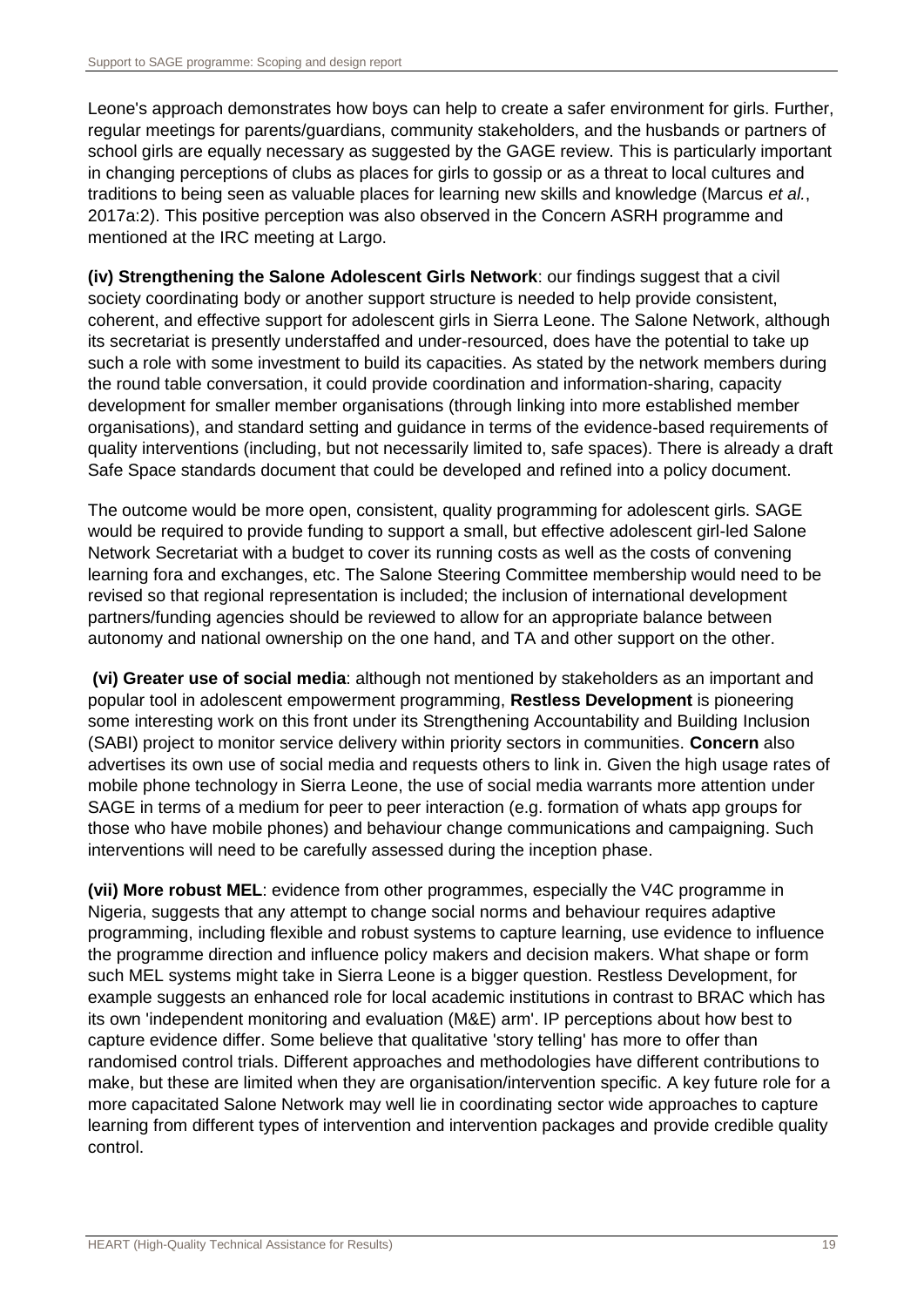Leone's approach demonstrates how boys can help to create a safer environment for girls. Further, regular meetings for parents/guardians, community stakeholders, and the husbands or partners of school girls are equally necessary as suggested by the GAGE review. This is particularly important in changing perceptions of clubs as places for girls to gossip or as a threat to local cultures and traditions to being seen as valuable places for learning new skills and knowledge (Marcus *et al.*, 2017a:2). This positive perception was also observed in the Concern ASRH programme and mentioned at the IRC meeting at Largo.

**(iv) Strengthening the Salone Adolescent Girls Network**: our findings suggest that a civil society coordinating body or another support structure is needed to help provide consistent, coherent, and effective support for adolescent girls in Sierra Leone. The Salone Network, although its secretariat is presently understaffed and under-resourced, does have the potential to take up such a role with some investment to build its capacities. As stated by the network members during the round table conversation, it could provide coordination and information-sharing, capacity development for smaller member organisations (through linking into more established member organisations), and standard setting and guidance in terms of the evidence-based requirements of quality interventions (including, but not necessarily limited to, safe spaces). There is already a draft Safe Space standards document that could be developed and refined into a policy document.

The outcome would be more open, consistent, quality programming for adolescent girls. SAGE would be required to provide funding to support a small, but effective adolescent girl-led Salone Network Secretariat with a budget to cover its running costs as well as the costs of convening learning fora and exchanges, etc. The Salone Steering Committee membership would need to be revised so that regional representation is included; the inclusion of international development partners/funding agencies should be reviewed to allow for an appropriate balance between autonomy and national ownership on the one hand, and TA and other support on the other.

**(vi) Greater use of social media**: although not mentioned by stakeholders as an important and popular tool in adolescent empowerment programming, **Restless Development** is pioneering some interesting work on this front under its Strengthening Accountability and Building Inclusion (SABI) project to monitor service delivery within priority sectors in communities. **Concern** also advertises its own use of social media and requests others to link in. Given the high usage rates of mobile phone technology in Sierra Leone, the use of social media warrants more attention under SAGE in terms of a medium for peer to peer interaction (e.g. formation of whats app groups for those who have mobile phones) and behaviour change communications and campaigning. Such interventions will need to be carefully assessed during the inception phase.

**(vii) More robust MEL**: evidence from other programmes, especially the V4C programme in Nigeria, suggests that any attempt to change social norms and behaviour requires adaptive programming, including flexible and robust systems to capture learning, use evidence to influence the programme direction and influence policy makers and decision makers. What shape or form such MEL systems might take in Sierra Leone is a bigger question. Restless Development, for example suggests an enhanced role for local academic institutions in contrast to BRAC which has its own 'independent monitoring and evaluation (M&E) arm'. IP perceptions about how best to capture evidence differ. Some believe that qualitative 'story telling' has more to offer than randomised control trials. Different approaches and methodologies have different contributions to make, but these are limited when they are organisation/intervention specific. A key future role for a more capacitated Salone Network may well lie in coordinating sector wide approaches to capture learning from different types of intervention and intervention packages and provide credible quality control.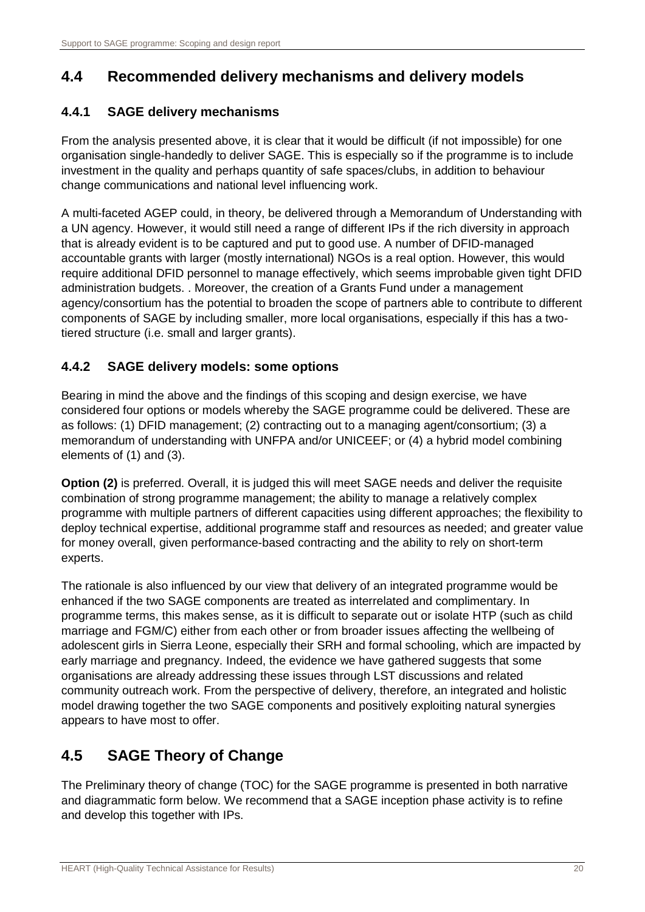## 4.4 Recommended delivery mechanisms and delivery models

### 4.4.1 SAGE delivery mechanisms

From the analysis presented above, it is clear that it would be difficult (if not impossible) for one organisation single-handedly to deliver SAGE. This is especially so if the programme is to include investment in the quality and perhaps quantity of safe spaces/clubs, in addition to behaviour change communications and national level influencing work.

A multi-faceted AGEP could, in theory, be delivered through a Memorandum of Understanding with a UN agency. However, it would still need a range of different IPs if the rich diversity in approach that is already evident is to be captured and put to good use. A number of DFID-managed accountable grants with larger (mostly international) NGOs is a real option. However, this would require additional DFID personnel to manage effectively, which seems improbable given tight DFID administration budgets. . Moreover, the creation of a Grants Fund under a management agency/consortium has the potential to broaden the scope of partners able to contribute to different components of SAGE by including smaller, more local organisations, especially if this has a two-tiered structure (i.e. small and larger grants).

### 4.4.2 SAGE delivery models: some options

Bearing in mind the above and the findings of this scoping and design exercise, we have considered four options or models whereby the SAGE programme could be delivered. These are as follows: (1) DFID management; (2) contracting out to a managing agent/consortium; (3) a memorandum of understanding with UNFPA and/or UNICEF; or (4) a hybrid model combining elements of (1) and (3).

**Option (2)** is preferred. Overall, it is judged this will meet SAGE needs and deliver the requisite combination of strong programme management; the ability to manage a relatively complex programme with multiple partners of different capacities using different approaches; the flexibility to deploy technical expertise, additional programme staff and resources as needed; and greater value for money overall, given performance-based contracting and the ability to rely on short-term experts.

The rationale is also influenced by our view that delivery of an integrated programme would be enhanced if the two SAGE components are treated as interrelated and complimentary. In programme terms, this makes sense, as it is difficult to separate out or isolate HTP (such as child marriage and FGM/C) either from each other or from broader issues affecting the wellbeing of adolescent girls in Sierra Leone, especially their SRH and formal schooling, which are impacted by early marriage and pregnancy. Indeed, the evidence we have gathered suggests that some organisations are already addressing these issues through LST discussions and related community outreach work. From the perspective of delivery, therefore, an integrated and holistic model drawing together the two SAGE components and positively exploiting natural synergies appears to have most to offer.

## 4.5 SAGE Theory of Change

The Preliminary theory of change (TOC) for the SAGE programme is presented in both narrative and diagrammatic form below. We recommend that a SAGE inception phase activity is to refine and develop this together with IPs.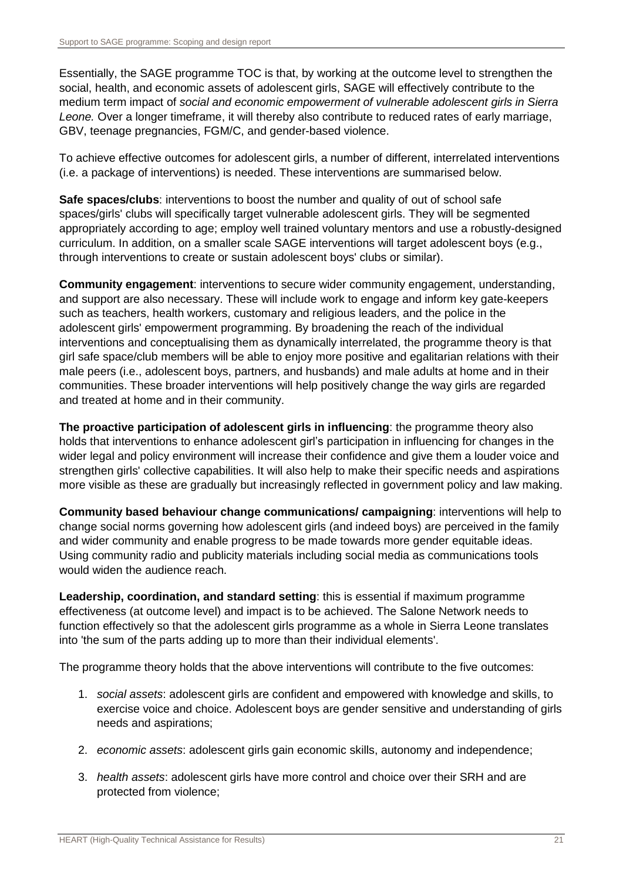Essentially, the SAGE programme TOC is that, by working at the outcome level to strengthen the social, health, and economic assets of adolescent girls, SAGE will effectively contribute to the medium term impact of *social and economic empowerment of vulnerable adolescent girls in Sierra Leone.* Over a longer timeframe, it will thereby also contribute to reduced rates of early marriage, GBV, teenage pregnancies, FGM/C, and gender-based violence.

To achieve effective outcomes for adolescent girls, a number of different, interrelated interventions (i.e. a package of interventions) is needed. These interventions are summarised below.

**Safe spaces/clubs**: interventions to boost the number and quality of out of school safe spaces/girls' clubs will specifically target vulnerable adolescent girls. They will be segmented appropriately according to age; employ well trained voluntary mentors and use a robustly-designed curriculum. In addition, on a smaller scale SAGE interventions will target adolescent boys (e.g., through interventions to create or sustain adolescent boys' clubs or similar).

**Community engagement**: interventions to secure wider community engagement, understanding, and support are also necessary. These will include work to engage and inform key gate-keepers such as teachers, health workers, customary and religious leaders, and the police in the adolescent girls' empowerment programming. By broadening the reach of the individual interventions and conceptualising them as dynamically interrelated, the programme theory is that girl safe space/club members will be able to enjoy more positive and egalitarian relations with their male peers (i.e., adolescent boys, partners, and husbands) and male adults at home and in their communities. These broader interventions will help positively change the way girls are regarded and treated at home and in their community.

**The proactive participation of adolescent girls in influencing**: the programme theory also holds that interventions to enhance adolescent girl's participation in influencing for changes in the wider legal and policy environment will increase their confidence and give them a louder voice and strengthen girls' collective capabilities. It will also help to make their specific needs and aspirations more visible as these are gradually but increasingly reflected in government policy and law making.

**Community based behaviour change communications/ campaigning**: interventions will help to change social norms governing how adolescent girls (and indeed boys) are perceived in the family and wider community and enable progress to be made towards more gender equitable ideas. Using community radio and publicity materials including social media as communications tools would widen the audience reach.

**Leadership, coordination, and standard setting**: this is essential if maximum programme effectiveness (at outcome level) and impact is to be achieved. The Salone Network needs to function effectively so that the adolescent girls programme as a whole in Sierra Leone translates into 'the sum of the parts adding up to more than their individual elements'.

The programme theory holds that the above interventions will contribute to the five outcomes:

1. *social assets*: adolescent girls are confident and empowered with knowledge and skills, to exercise voice and choice. Adolescent boys are gender sensitive and understanding of girls needs and aspirations;

2. *economic assets*: adolescent girls gain economic skills, autonomy and independence;

3. *health assets*: adolescent girls have more control and choice over their SRH and are protected from violence;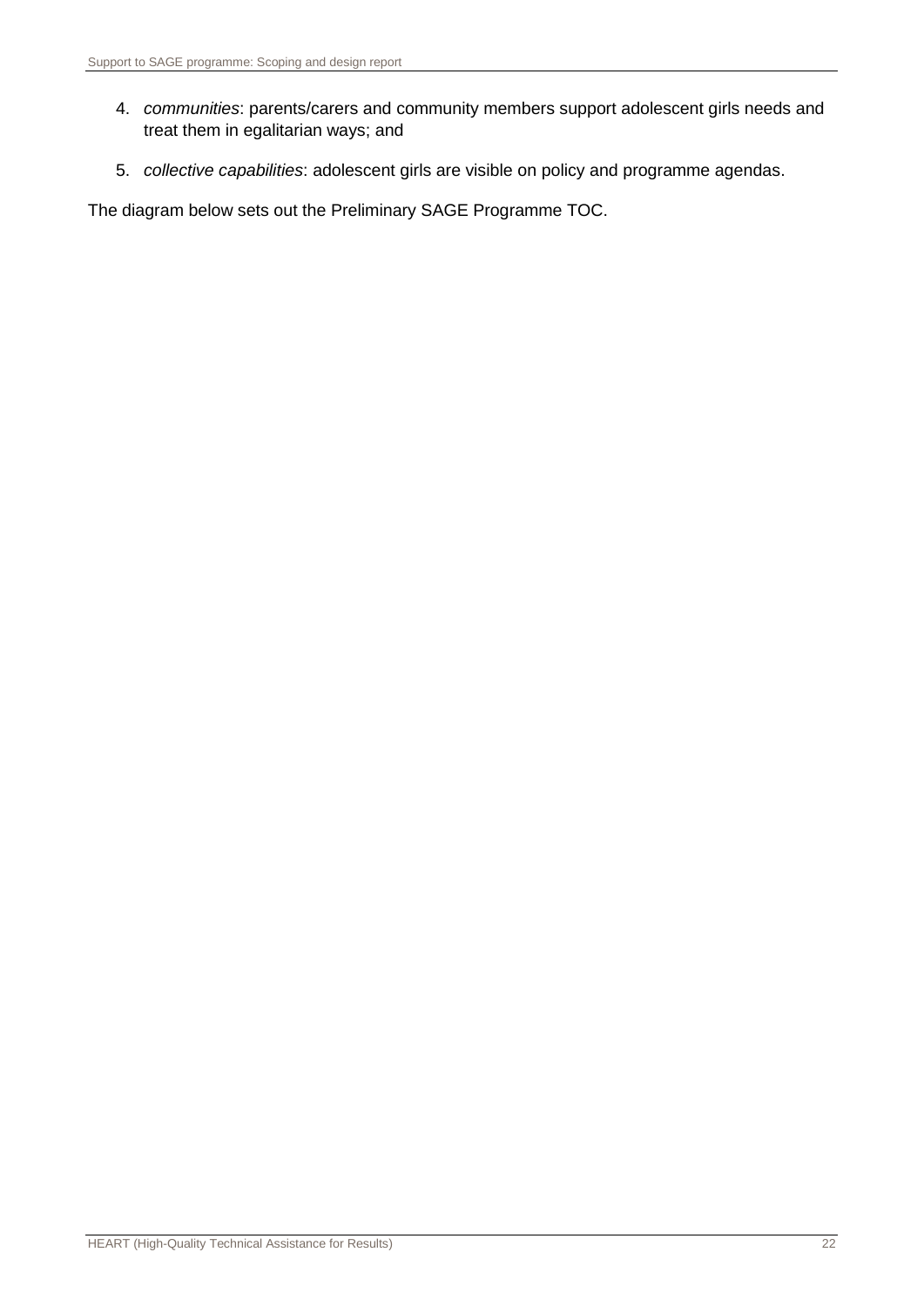4. *communities*: parents/carers and community members support adolescent girls needs and treat them in egalitarian ways; and
5. *collective capabilities*: adolescent girls are visible on policy and programme agendas.

The diagram below sets out the Preliminary SAGE Programme TOC.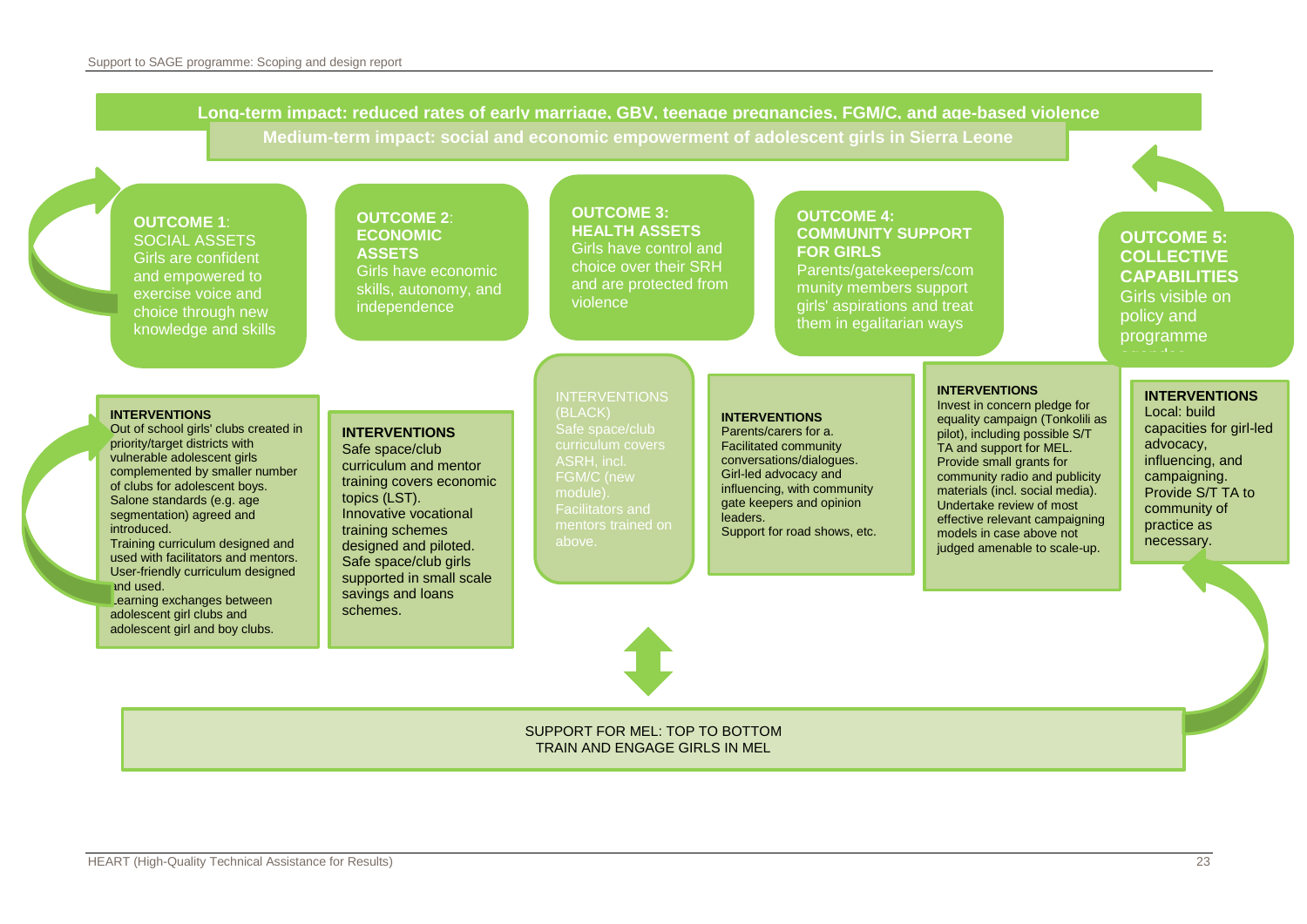**Long-term impact: reduced rates of early marriage, GBV, teenage pregnancies, FGM/C, and age-based violence**

**Medium-term impact: social and economic empowerment of adolescent girls in Sierra Leone**

**OUTCOME 1**: SOCIAL ASSETS
Girls are confident and empowered to exercise voice and choice through new knowledge and skills

**INTERVENTIONS**
Out of school girls' clubs created in priority/target districts with vulnerable adolescent girls complemented by smaller number of clubs for adolescent boys.
Salone standards (e.g. age segmentation) agreed and introduced.
Training curriculum designed and used with facilitators and mentors.
User-friendly curriculum designed and used.
Learning exchanges between adolescent girl clubs and adolescent girl and boy clubs.

**OUTCOME 2**: **ECONOMIC ASSETS**
Girls have economic skills, autonomy, and independence

**INTERVENTIONS**
Safe space/club curriculum and mentor training covers economic topics (LST).
Innovative vocational training schemes designed and piloted.
Safe space/club girls supported in small scale savings and loans schemes.

**OUTCOME 3: HEALTH ASSETS**
Girls have control and choice over their SRH and are protected from violence

INTERVENTIONS (BLACK)
Safe space/club curriculum covers ASRH, incl. FGM/C (new module).
Facilitators and mentors trained on above.

**OUTCOME 4: COMMUNITY SUPPORT FOR GIRLS**
Parents/gatekeepers/community members support girls' aspirations and treat them in egalitarian ways

**INTERVENTIONS**
Parents/carers for a.
Facilitated community conversations/dialogues.
Girl-led advocacy and influencing, with community gate keepers and opinion leaders.
Support for road shows, etc.

**INTERVENTIONS**
Invest in concern pledge for equality campaign (Tonkolili as pilot), including possible S/T TA and support for MEL.
Provide small grants for community radio and publicity materials (incl. social media).
Undertake review of most effective relevant campaigning models in case above not judged amenable to scale-up.

**OUTCOME 5: COLLECTIVE CAPABILITIES**
Girls visible on policy and programme agendas

**INTERVENTIONS**
Local: build capacities for girl-led advocacy, influencing, and campaigning.
Provide S/T TA to community of practice as necessary.

SUPPORT FOR MEL: TOP TO BOTTOM
TRAIN AND ENGAGE GIRLS IN MEL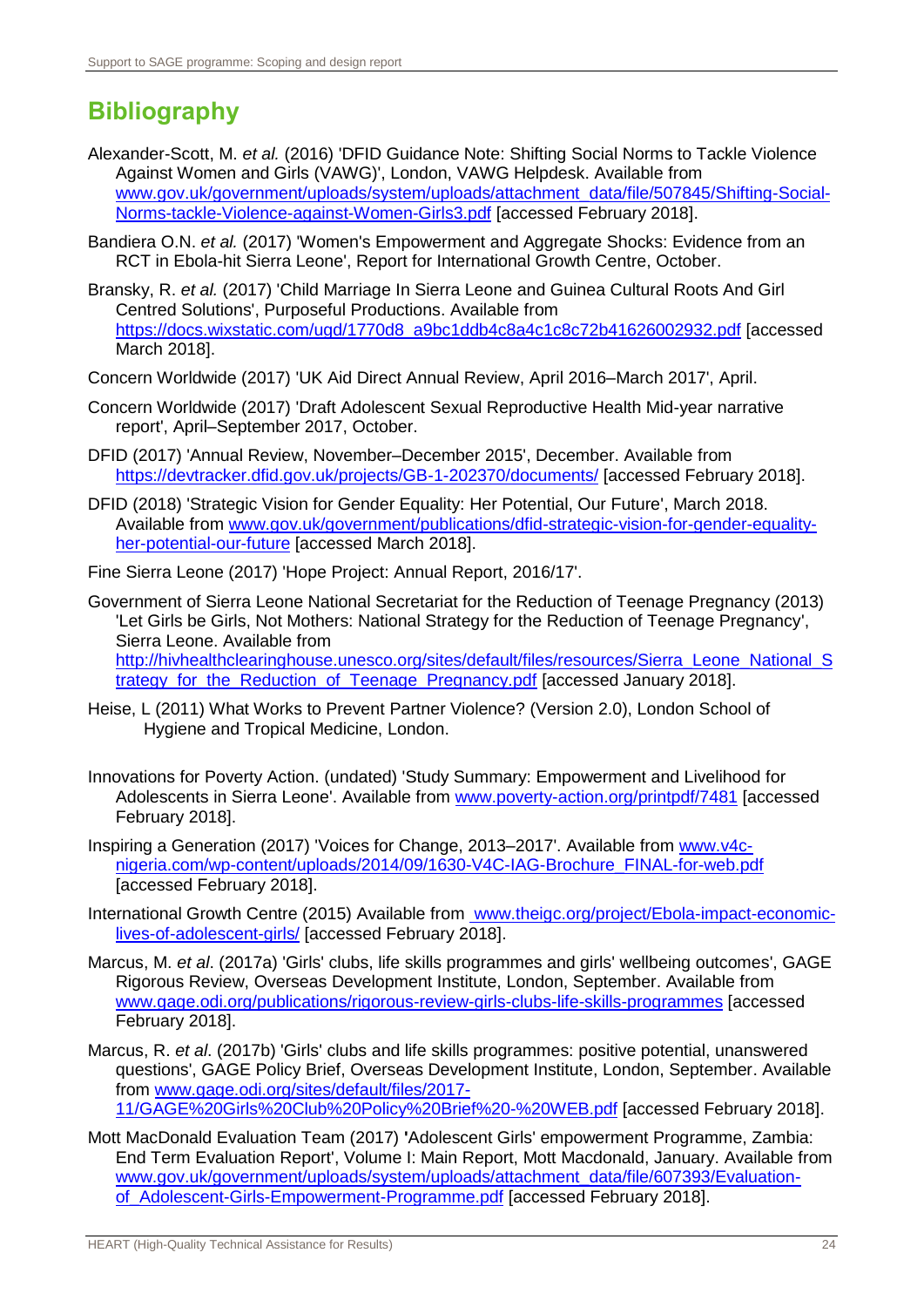# Bibliography

Alexander-Scott, M. *et al.* (2016) 'DFID Guidance Note: Shifting Social Norms to Tackle Violence Against Women and Girls (VAWG)', London, VAWG Helpdesk. Available from www.gov.uk/government/uploads/system/uploads/attachment_data/file/507845/Shifting-Social-Norms-tackle-Violence-against-Women-Girls3.pdf [accessed February 2018].

Bandiera O.N. *et al.* (2017) 'Women's Empowerment and Aggregate Shocks: Evidence from an RCT in Ebola-hit Sierra Leone', Report for International Growth Centre, October.

Bransky, R. *et al.* (2017) 'Child Marriage In Sierra Leone and Guinea Cultural Roots And Girl Centred Solutions', Purposeful Productions. Available from https://docs.wixstatic.com/ugd/1770d8_a9bc1ddb4c8a4c1c8c72b41626002932.pdf [accessed March 2018].

Concern Worldwide (2017) 'UK Aid Direct Annual Review, April 2016–March 2017', April.

Concern Worldwide (2017) 'Draft Adolescent Sexual Reproductive Health Mid-year narrative report', April–September 2017, October.

DFID (2017) 'Annual Review, November–December 2015', December. Available from https://devtracker.dfid.gov.uk/projects/GB-1-202370/documents/ [accessed February 2018].

DFID (2018) 'Strategic Vision for Gender Equality: Her Potential, Our Future', March 2018. Available from www.gov.uk/government/publications/dfid-strategic-vision-for-gender-equality-her-potential-our-future [accessed March 2018].

Fine Sierra Leone (2017) 'Hope Project: Annual Report, 2016/17'.

Government of Sierra Leone National Secretariat for the Reduction of Teenage Pregnancy (2013) 'Let Girls be Girls, Not Mothers: National Strategy for the Reduction of Teenage Pregnancy', Sierra Leone. Available from http://hivhealthclearinghouse.unesco.org/sites/default/files/resources/Sierra_Leone_National_Strategy_for_the_Reduction_of_Teenage_Pregnancy.pdf [accessed January 2018].

Heise, L (2011) What Works to Prevent Partner Violence? (Version 2.0), London School of Hygiene and Tropical Medicine, London.

Innovations for Poverty Action. (undated) 'Study Summary: Empowerment and Livelihood for Adolescents in Sierra Leone'. Available from www.poverty-action.org/printpdf/7481 [accessed February 2018].

Inspiring a Generation (2017) 'Voices for Change, 2013–2017'. Available from www.v4c-nigeria.com/wp-content/uploads/2014/09/1630-V4C-IAG-Brochure_FINAL-for-web.pdf [accessed February 2018].

International Growth Centre (2015) Available from www.theigc.org/project/Ebola-impact-economic-lives-of-adolescent-girls/ [accessed February 2018].

Marcus, M. *et al*. (2017a) 'Girls' clubs, life skills programmes and girls' wellbeing outcomes', GAGE Rigorous Review, Overseas Development Institute, London, September. Available from www.gage.odi.org/publications/rigorous-review-girls-clubs-life-skills-programmes [accessed February 2018].

Marcus, R. *et al*. (2017b) 'Girls' clubs and life skills programmes: positive potential, unanswered questions', GAGE Policy Brief, Overseas Development Institute, London, September. Available from www.gage.odi.org/sites/default/files/2017-11/GAGE%20Girls%20Club%20Policy%20Brief%20-%20WEB.pdf [accessed February 2018].

Mott MacDonald Evaluation Team (2017) **'**Adolescent Girls' empowerment Programme, Zambia: End Term Evaluation Report', Volume I: Main Report, Mott Macdonald, January. Available from www.gov.uk/government/uploads/system/uploads/attachment_data/file/607393/Evaluation-of_Adolescent-Girls-Empowerment-Programme.pdf [accessed February 2018].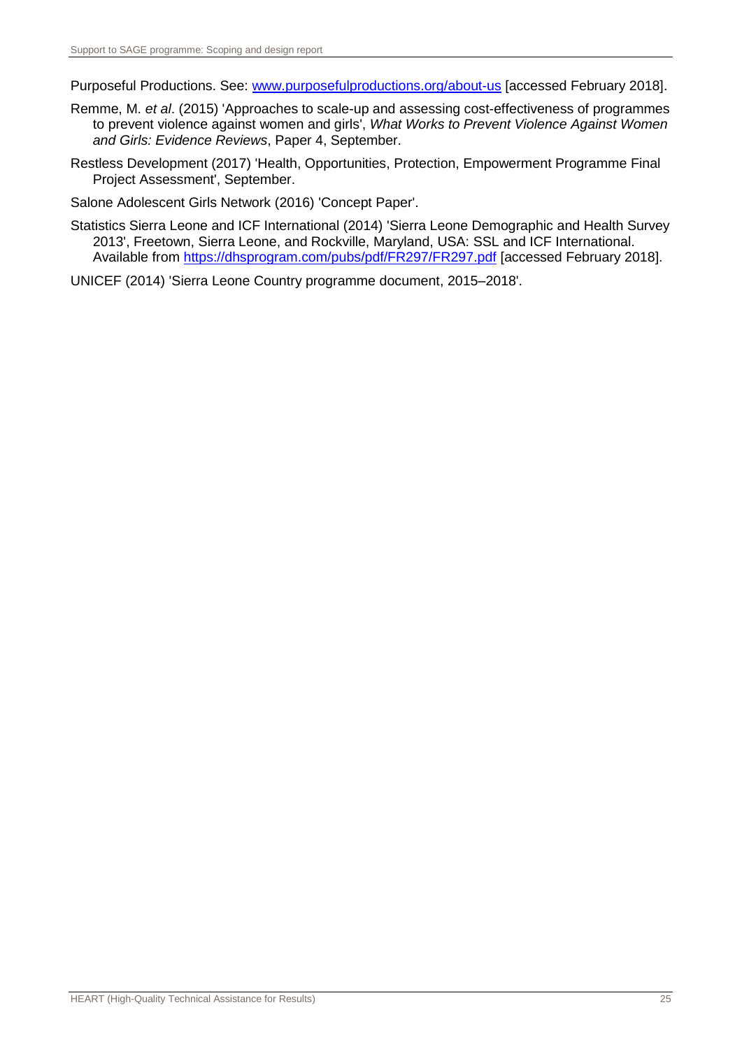Purposeful Productions. See: [www.purposefulproductions.org/about-us](http://www.purposefulproductions.org/about-us) [accessed February 2018].

Remme, M. *et al*. (2015) 'Approaches to scale-up and assessing cost-effectiveness of programmes to prevent violence against women and girls', *What Works to Prevent Violence Against Women and Girls: Evidence Reviews*, Paper 4, September.

Restless Development (2017) 'Health, Opportunities, Protection, Empowerment Programme Final Project Assessment', September.

Salone Adolescent Girls Network (2016) 'Concept Paper'.

Statistics Sierra Leone and ICF International (2014) 'Sierra Leone Demographic and Health Survey 2013', Freetown, Sierra Leone, and Rockville, Maryland, USA: SSL and ICF International. Available from [https://dhsprogram.com/pubs/pdf/FR297/FR297.pdf](https://dhsprogram.com/pubs/pdf/FR297/FR297.pdf) [accessed February 2018].

UNICEF (2014) 'Sierra Leone Country programme document, 2015–2018'.